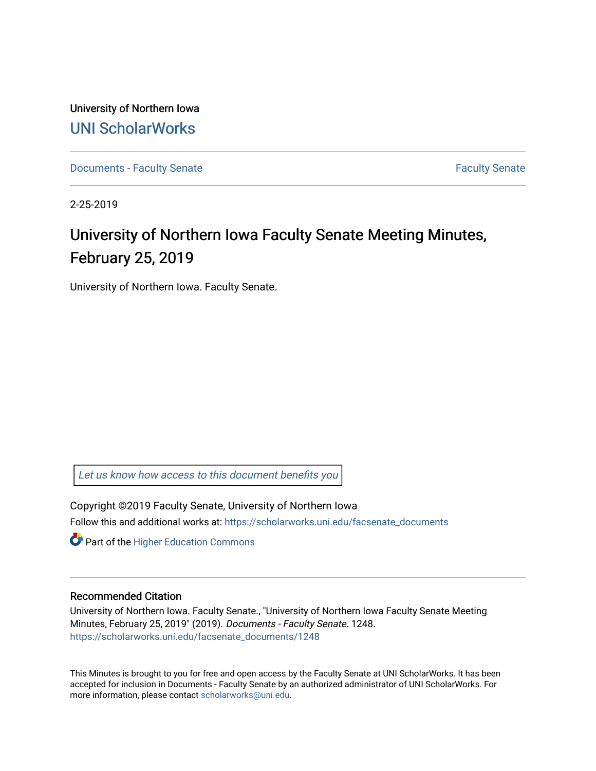University of Northern Iowa

UNI ScholarWorks

Documents - Faculty Senate

Faculty Senate

2-25-2019

# University of Northern Iowa Faculty Senate Meeting Minutes, February 25, 2019

University of Northern Iowa. Faculty Senate.

Let us know how access to this document benefits you

Copyright ©2019 Faculty Senate, University of Northern Iowa

Follow this and additional works at: https://scholarworks.uni.edu/facsenate_documents

Part of the Higher Education Commons

## Recommended Citation

University of Northern Iowa. Faculty Senate., "University of Northern Iowa Faculty Senate Meeting Minutes, February 25, 2019" (2019). *Documents - Faculty Senate*. 1248.
https://scholarworks.uni.edu/facsenate_documents/1248

This Minutes is brought to you for free and open access by the Faculty Senate at UNI ScholarWorks. It has been accepted for inclusion in Documents - Faculty Senate by an authorized administrator of UNI ScholarWorks. For more information, please contact scholarworks@uni.edu.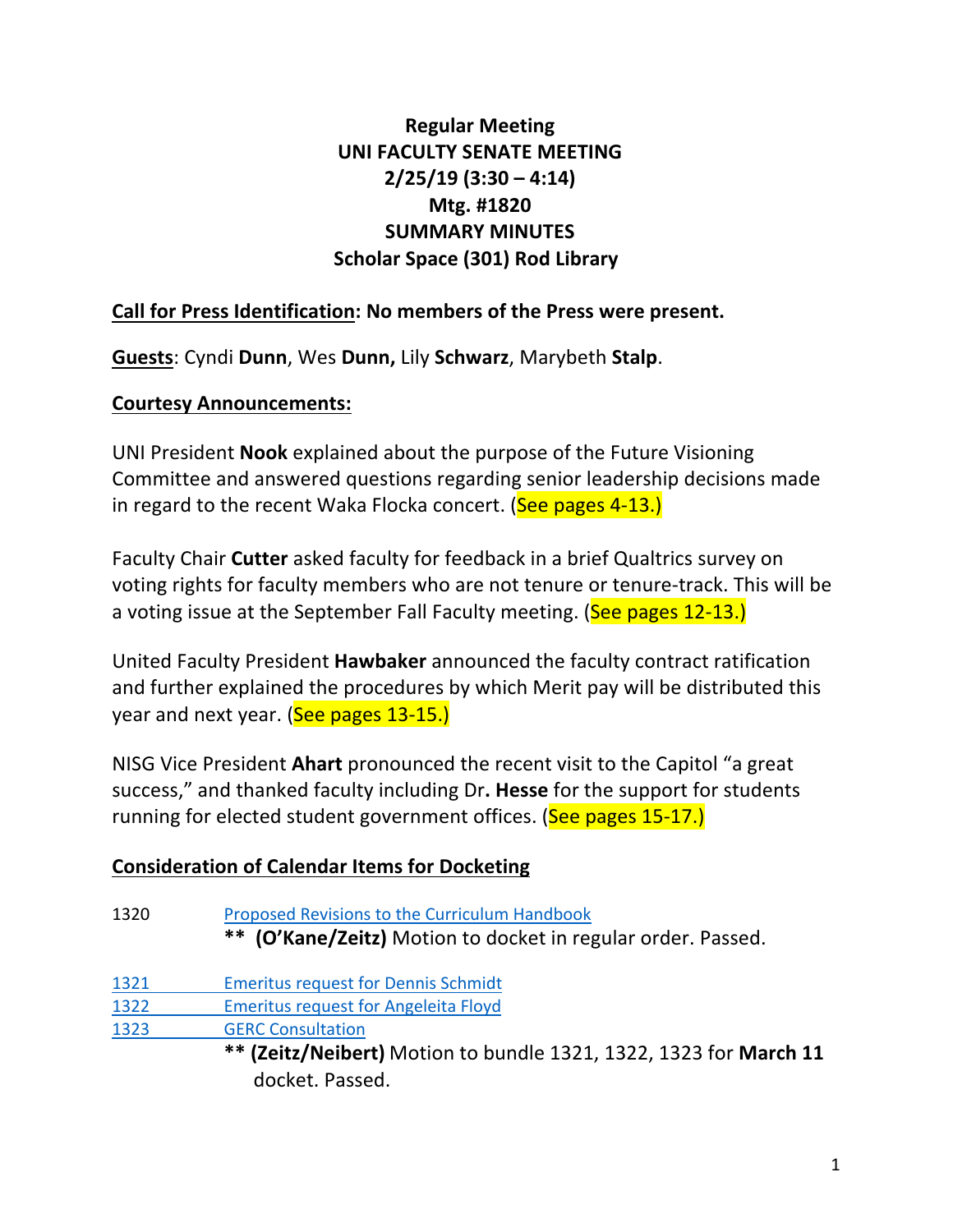**Regular Meeting**
**UNI FACULTY SENATE MEETING**
**2/25/19 (3:30 – 4:14)**
**Mtg. #1820**
**SUMMARY MINUTES**
**Scholar Space (301) Rod Library**

**Call for Press Identification: No members of the Press were present.**

**Guests**: Cyndi **Dunn**, Wes **Dunn,** Lily **Schwarz**, Marybeth **Stalp**.

**Courtesy Announcements:**

UNI President **Nook** explained about the purpose of the Future Visioning Committee and answered questions regarding senior leadership decisions made in regard to the recent Waka Flocka concert. (See pages 4-13.)

Faculty Chair **Cutter** asked faculty for feedback in a brief Qualtrics survey on voting rights for faculty members who are not tenure or tenure-track. This will be a voting issue at the September Fall Faculty meeting. (See pages 12-13.)

United Faculty President **Hawbaker** announced the faculty contract ratification and further explained the procedures by which Merit pay will be distributed this year and next year. (See pages 13-15.)

NISG Vice President **Ahart** pronounced the recent visit to the Capitol "a great success," and thanked faculty including Dr**. Hesse** for the support for students running for elected student government offices. (See pages 15-17.)

**Consideration of Calendar Items for Docketing**

1320 Proposed Revisions to the Curriculum Handbook
** **(O'Kane/Zeitz)** Motion to docket in regular order. Passed.

1321 Emeritus request for Dennis Schmidt
1322 Emeritus request for Angeleita Floyd
1323 GERC Consultation
** **(Zeitz/Neibert)** Motion to bundle 1321, 1322, 1323 for **March 11** docket. Passed.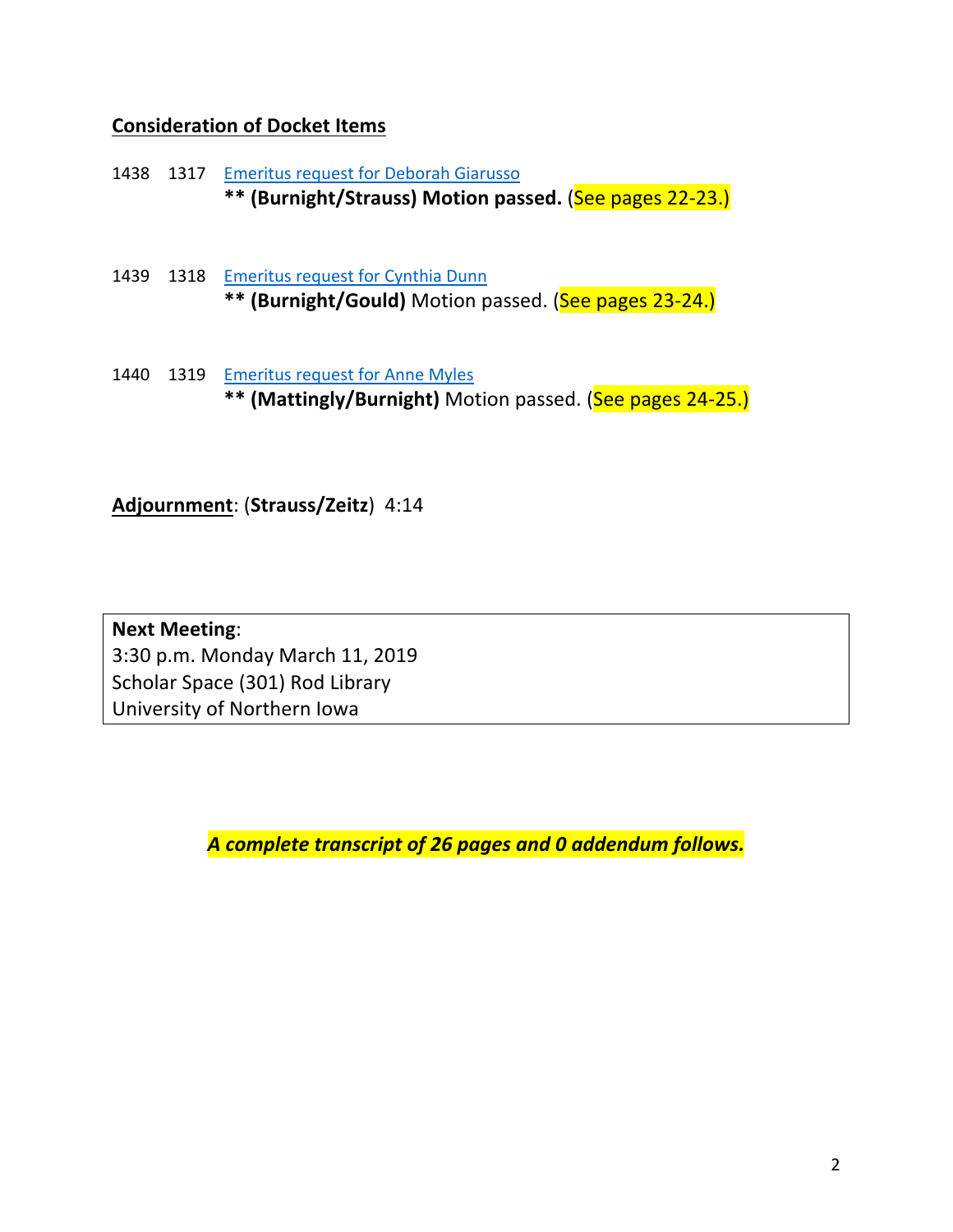**Consideration of Docket Items**

1438 1317 Emeritus request for Deborah Giarusso
**** (Burnight/Strauss) Motion passed.** (See pages 22-23.)

1439 1318 Emeritus request for Cynthia Dunn
**** (Burnight/Gould)** Motion passed. (See pages 23-24.)

1440 1319 Emeritus request for Anne Myles
**** (Mattingly/Burnight)** Motion passed. (See pages 24-25.)

**Adjournment**: (**Strauss/Zeitz**) 4:14

**Next Meeting**:
3:30 p.m. Monday March 11, 2019
Scholar Space (301) Rod Library
University of Northern Iowa

***A complete transcript of 26 pages and 0 addendum follows.***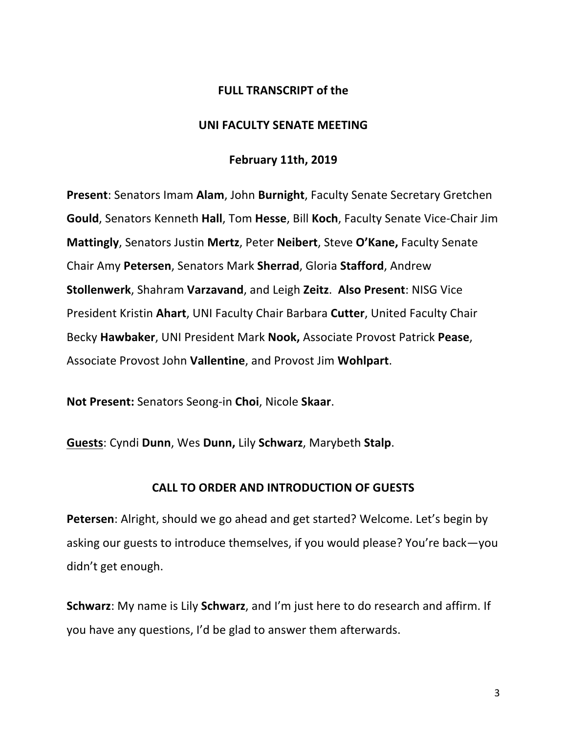**FULL TRANSCRIPT of the**

**UNI FACULTY SENATE MEETING**

**February 11th, 2019**

**Present**: Senators Imam **Alam**, John **Burnight**, Faculty Senate Secretary Gretchen **Gould**, Senators Kenneth **Hall**, Tom **Hesse**, Bill **Koch**, Faculty Senate Vice-Chair Jim **Mattingly**, Senators Justin **Mertz**, Peter **Neibert**, Steve **O'Kane,** Faculty Senate Chair Amy **Petersen**, Senators Mark **Sherrad**, Gloria **Stafford**, Andrew **Stollenwerk**, Shahram **Varzavand**, and Leigh **Zeitz**. **Also Present**: NISG Vice President Kristin **Ahart**, UNI Faculty Chair Barbara **Cutter**, United Faculty Chair Becky **Hawbaker**, UNI President Mark **Nook,** Associate Provost Patrick **Pease**, Associate Provost John **Vallentine**, and Provost Jim **Wohlpart**.

**Not Present:** Senators Seong-in **Choi**, Nicole **Skaar**.

**Guests**: Cyndi **Dunn**, Wes **Dunn,** Lily **Schwarz**, Marybeth **Stalp**.

**CALL TO ORDER AND INTRODUCTION OF GUESTS**

**Petersen**: Alright, should we go ahead and get started? Welcome. Let's begin by asking our guests to introduce themselves, if you would please? You're back—you didn't get enough.

**Schwarz**: My name is Lily **Schwarz**, and I'm just here to do research and affirm. If you have any questions, I'd be glad to answer them afterwards.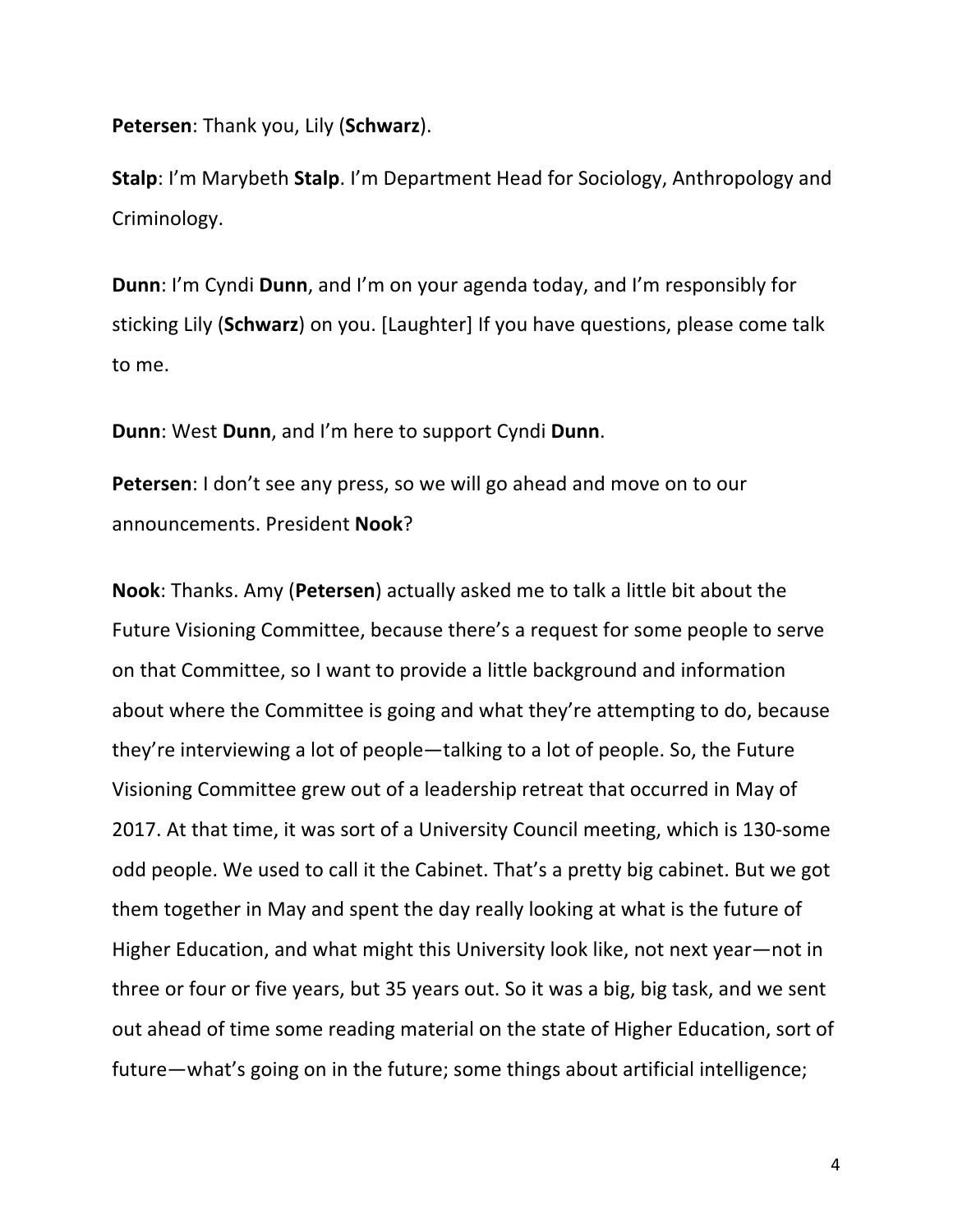**Petersen**: Thank you, Lily (**Schwarz**).

**Stalp**: I'm Marybeth **Stalp**. I'm Department Head for Sociology, Anthropology and Criminology.

**Dunn**: I'm Cyndi **Dunn**, and I'm on your agenda today, and I'm responsibly for sticking Lily (**Schwarz**) on you. [Laughter] If you have questions, please come talk to me.

**Dunn**: West **Dunn**, and I'm here to support Cyndi **Dunn**.

**Petersen**: I don't see any press, so we will go ahead and move on to our announcements. President **Nook**?

**Nook**: Thanks. Amy (**Petersen**) actually asked me to talk a little bit about the Future Visioning Committee, because there's a request for some people to serve on that Committee, so I want to provide a little background and information about where the Committee is going and what they're attempting to do, because they're interviewing a lot of people—talking to a lot of people. So, the Future Visioning Committee grew out of a leadership retreat that occurred in May of 2017. At that time, it was sort of a University Council meeting, which is 130-some odd people. We used to call it the Cabinet. That's a pretty big cabinet. But we got them together in May and spent the day really looking at what is the future of Higher Education, and what might this University look like, not next year—not in three or four or five years, but 35 years out. So it was a big, big task, and we sent out ahead of time some reading material on the state of Higher Education, sort of future—what's going on in the future; some things about artificial intelligence;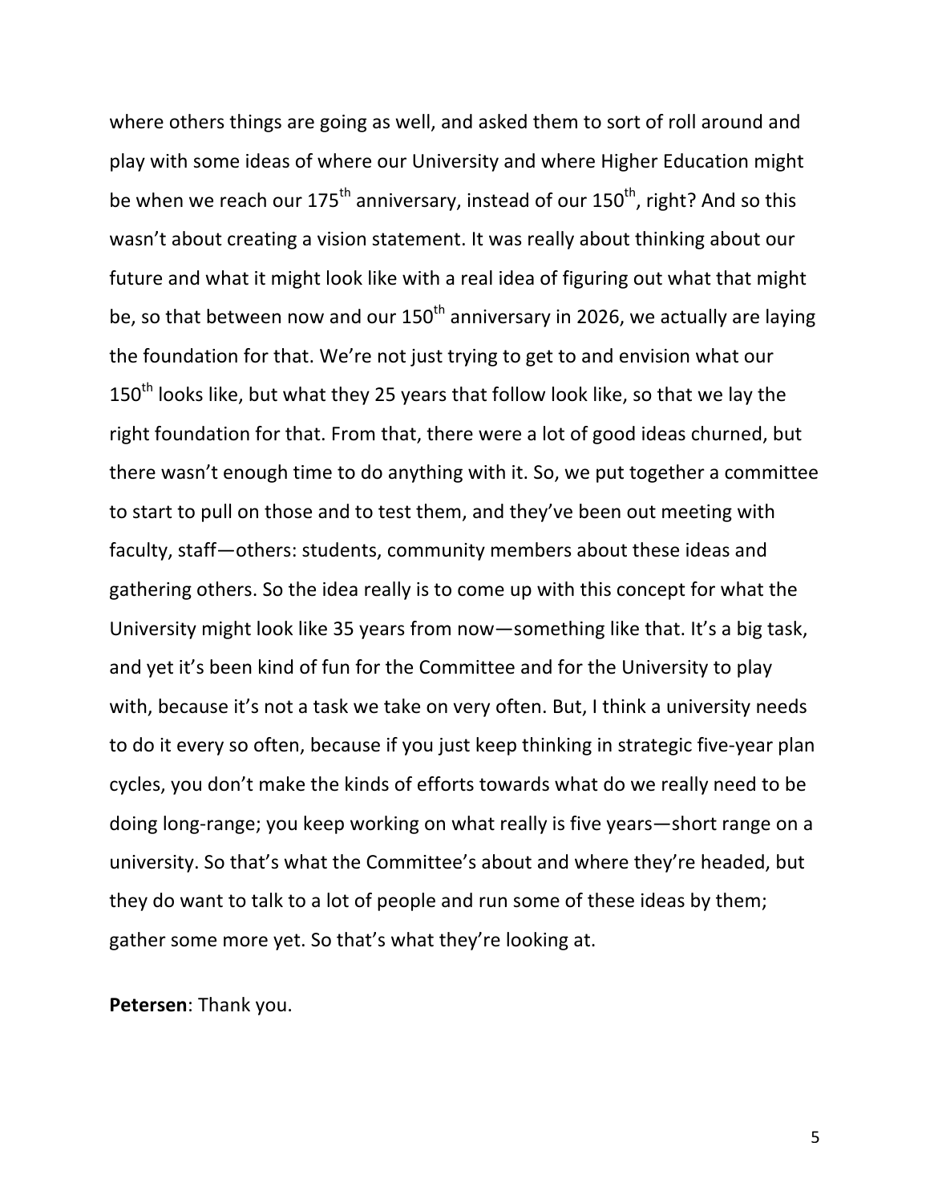where others things are going as well, and asked them to sort of roll around and play with some ideas of where our University and where Higher Education might be when we reach our 175th anniversary, instead of our 150th, right? And so this wasn't about creating a vision statement. It was really about thinking about our future and what it might look like with a real idea of figuring out what that might be, so that between now and our 150th anniversary in 2026, we actually are laying the foundation for that. We're not just trying to get to and envision what our 150th looks like, but what they 25 years that follow look like, so that we lay the right foundation for that. From that, there were a lot of good ideas churned, but there wasn't enough time to do anything with it. So, we put together a committee to start to pull on those and to test them, and they've been out meeting with faculty, staff—others: students, community members about these ideas and gathering others. So the idea really is to come up with this concept for what the University might look like 35 years from now—something like that. It's a big task, and yet it's been kind of fun for the Committee and for the University to play with, because it's not a task we take on very often. But, I think a university needs to do it every so often, because if you just keep thinking in strategic five-year plan cycles, you don't make the kinds of efforts towards what do we really need to be doing long-range; you keep working on what really is five years—short range on a university. So that's what the Committee's about and where they're headed, but they do want to talk to a lot of people and run some of these ideas by them; gather some more yet. So that's what they're looking at.

**Petersen**: Thank you.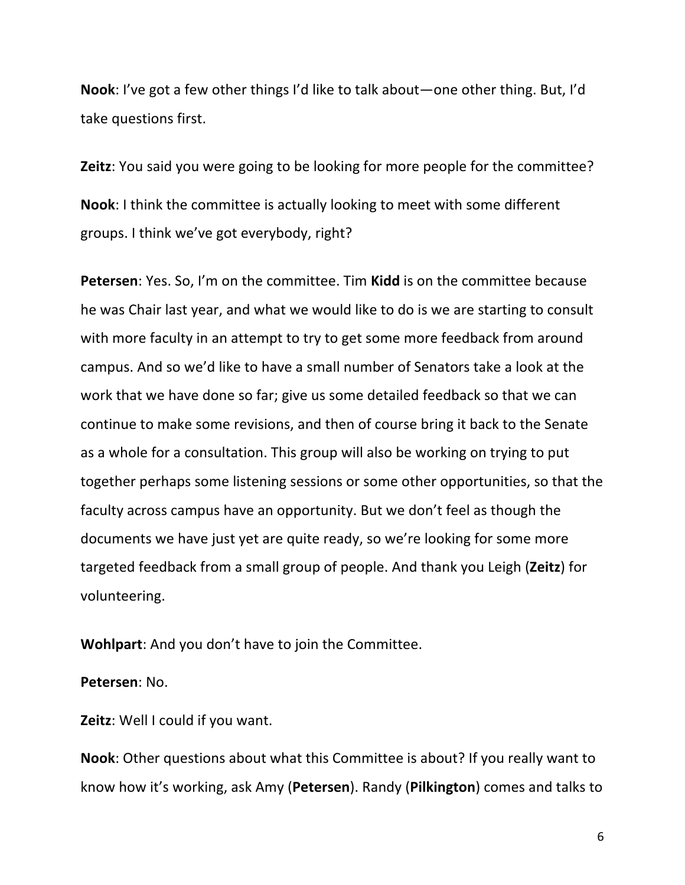**Nook**: I've got a few other things I'd like to talk about—one other thing. But, I'd take questions first.

**Zeitz**: You said you were going to be looking for more people for the committee?

**Nook**: I think the committee is actually looking to meet with some different groups. I think we've got everybody, right?

**Petersen**: Yes. So, I'm on the committee. Tim **Kidd** is on the committee because he was Chair last year, and what we would like to do is we are starting to consult with more faculty in an attempt to try to get some more feedback from around campus. And so we'd like to have a small number of Senators take a look at the work that we have done so far; give us some detailed feedback so that we can continue to make some revisions, and then of course bring it back to the Senate as a whole for a consultation. This group will also be working on trying to put together perhaps some listening sessions or some other opportunities, so that the faculty across campus have an opportunity. But we don't feel as though the documents we have just yet are quite ready, so we're looking for some more targeted feedback from a small group of people. And thank you Leigh (**Zeitz**) for volunteering.

**Wohlpart**: And you don't have to join the Committee.

**Petersen**: No.

**Zeitz**: Well I could if you want.

**Nook**: Other questions about what this Committee is about? If you really want to know how it's working, ask Amy (**Petersen**). Randy (**Pilkington**) comes and talks to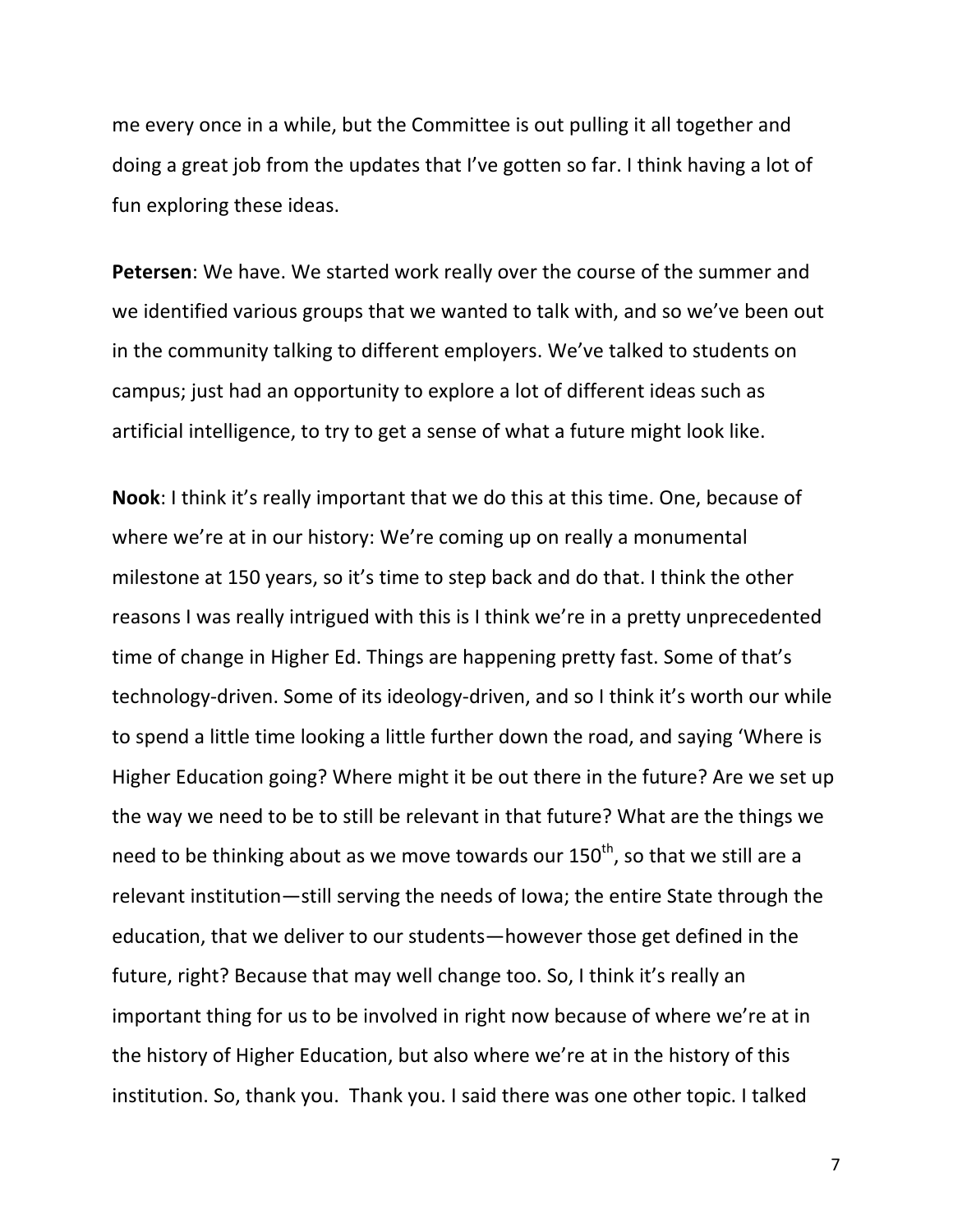me every once in a while, but the Committee is out pulling it all together and doing a great job from the updates that I've gotten so far. I think having a lot of fun exploring these ideas.

**Petersen**: We have. We started work really over the course of the summer and we identified various groups that we wanted to talk with, and so we've been out in the community talking to different employers. We've talked to students on campus; just had an opportunity to explore a lot of different ideas such as artificial intelligence, to try to get a sense of what a future might look like.

**Nook**: I think it's really important that we do this at this time. One, because of where we're at in our history: We're coming up on really a monumental milestone at 150 years, so it's time to step back and do that. I think the other reasons I was really intrigued with this is I think we're in a pretty unprecedented time of change in Higher Ed. Things are happening pretty fast. Some of that's technology-driven. Some of its ideology-driven, and so I think it's worth our while to spend a little time looking a little further down the road, and saying 'Where is Higher Education going? Where might it be out there in the future? Are we set up the way we need to be to still be relevant in that future? What are the things we need to be thinking about as we move towards our 150th, so that we still are a relevant institution—still serving the needs of Iowa; the entire State through the education, that we deliver to our students—however those get defined in the future, right? Because that may well change too. So, I think it's really an important thing for us to be involved in right now because of where we're at in the history of Higher Education, but also where we're at in the history of this institution. So, thank you. Thank you. I said there was one other topic. I talked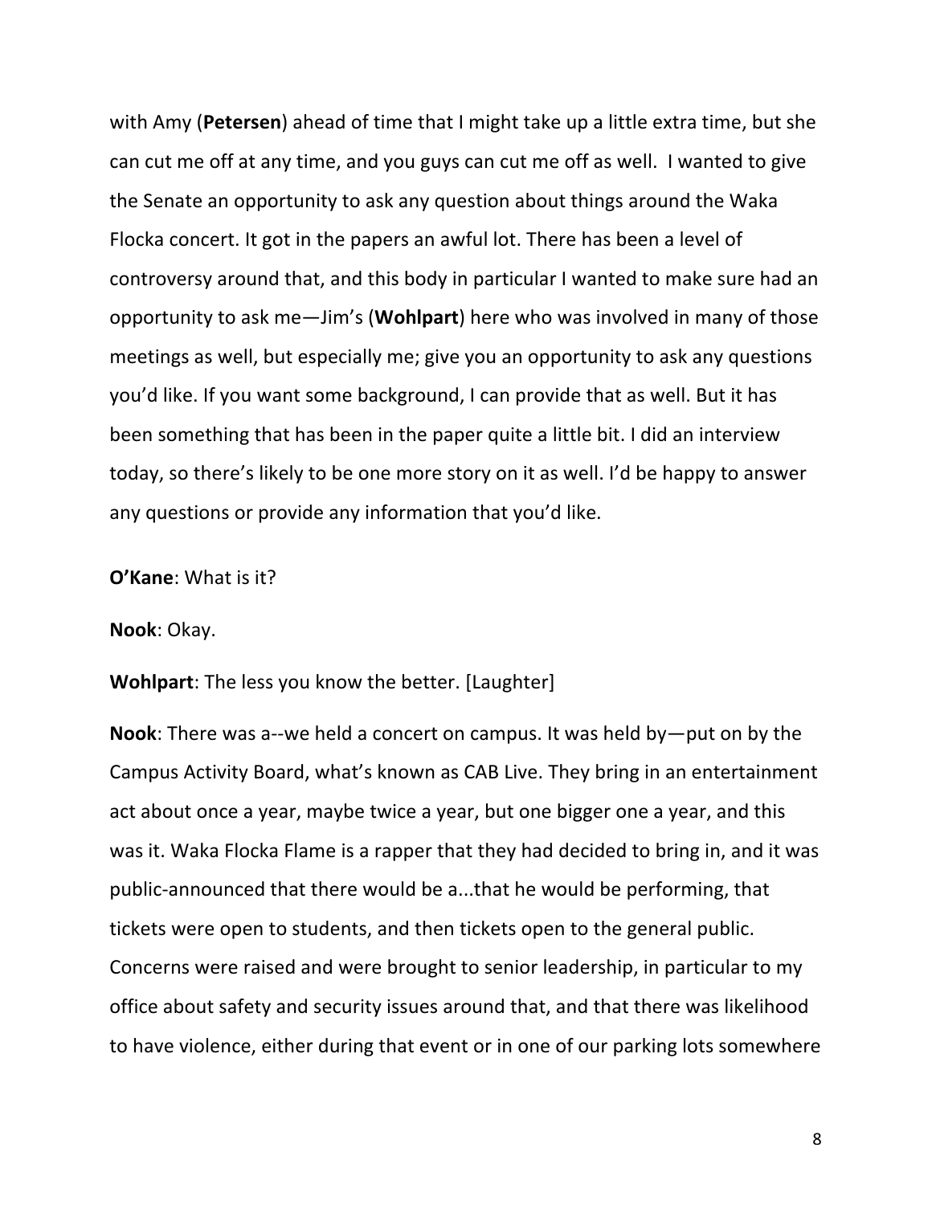with Amy (**Petersen**) ahead of time that I might take up a little extra time, but she can cut me off at any time, and you guys can cut me off as well. I wanted to give the Senate an opportunity to ask any question about things around the Waka Flocka concert. It got in the papers an awful lot. There has been a level of controversy around that, and this body in particular I wanted to make sure had an opportunity to ask me—Jim's (**Wohlpart**) here who was involved in many of those meetings as well, but especially me; give you an opportunity to ask any questions you'd like. If you want some background, I can provide that as well. But it has been something that has been in the paper quite a little bit. I did an interview today, so there's likely to be one more story on it as well. I'd be happy to answer any questions or provide any information that you'd like.

**O'Kane**: What is it?

**Nook**: Okay.

**Wohlpart**: The less you know the better. [Laughter]

**Nook**: There was a--we held a concert on campus. It was held by—put on by the Campus Activity Board, what's known as CAB Live. They bring in an entertainment act about once a year, maybe twice a year, but one bigger one a year, and this was it. Waka Flocka Flame is a rapper that they had decided to bring in, and it was public-announced that there would be a...that he would be performing, that tickets were open to students, and then tickets open to the general public. Concerns were raised and were brought to senior leadership, in particular to my office about safety and security issues around that, and that there was likelihood to have violence, either during that event or in one of our parking lots somewhere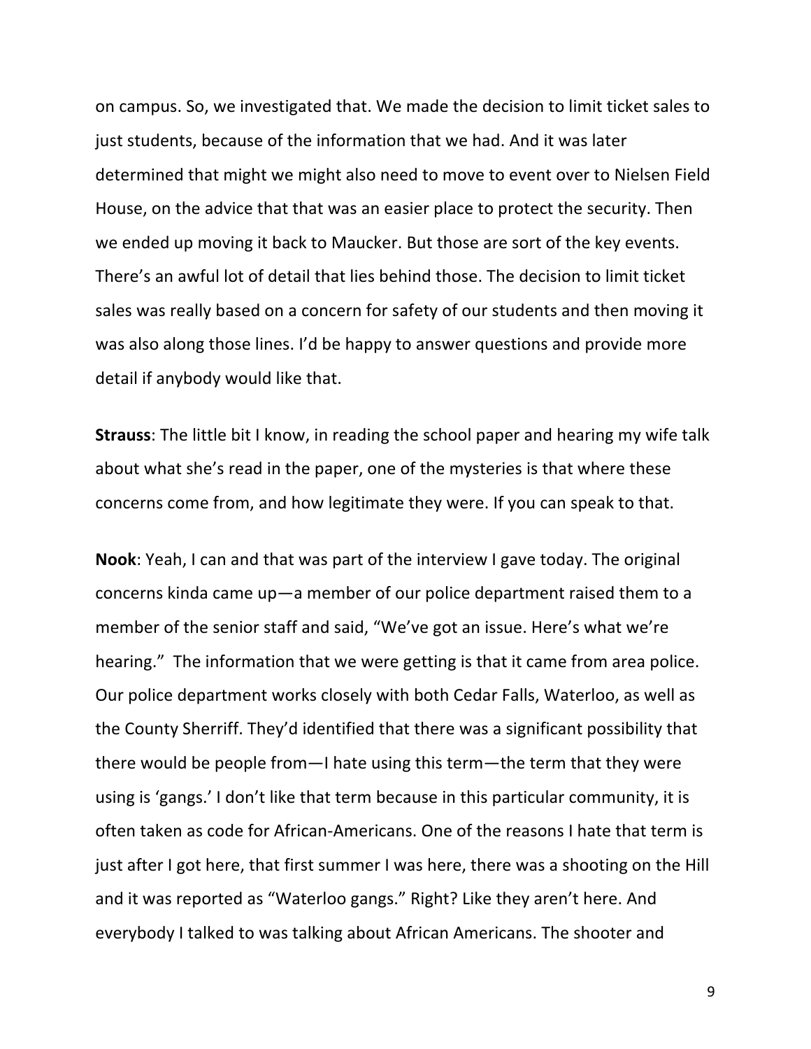on campus. So, we investigated that. We made the decision to limit ticket sales to just students, because of the information that we had. And it was later determined that might we might also need to move to event over to Nielsen Field House, on the advice that that was an easier place to protect the security. Then we ended up moving it back to Maucker. But those are sort of the key events. There's an awful lot of detail that lies behind those. The decision to limit ticket sales was really based on a concern for safety of our students and then moving it was also along those lines. I'd be happy to answer questions and provide more detail if anybody would like that.

**Strauss**: The little bit I know, in reading the school paper and hearing my wife talk about what she's read in the paper, one of the mysteries is that where these concerns come from, and how legitimate they were. If you can speak to that.

**Nook**: Yeah, I can and that was part of the interview I gave today. The original concerns kinda came up—a member of our police department raised them to a member of the senior staff and said, "We've got an issue. Here's what we're hearing." The information that we were getting is that it came from area police. Our police department works closely with both Cedar Falls, Waterloo, as well as the County Sherriff. They'd identified that there was a significant possibility that there would be people from—I hate using this term—the term that they were using is 'gangs.' I don't like that term because in this particular community, it is often taken as code for African-Americans. One of the reasons I hate that term is just after I got here, that first summer I was here, there was a shooting on the Hill and it was reported as "Waterloo gangs." Right? Like they aren't here. And everybody I talked to was talking about African Americans. The shooter and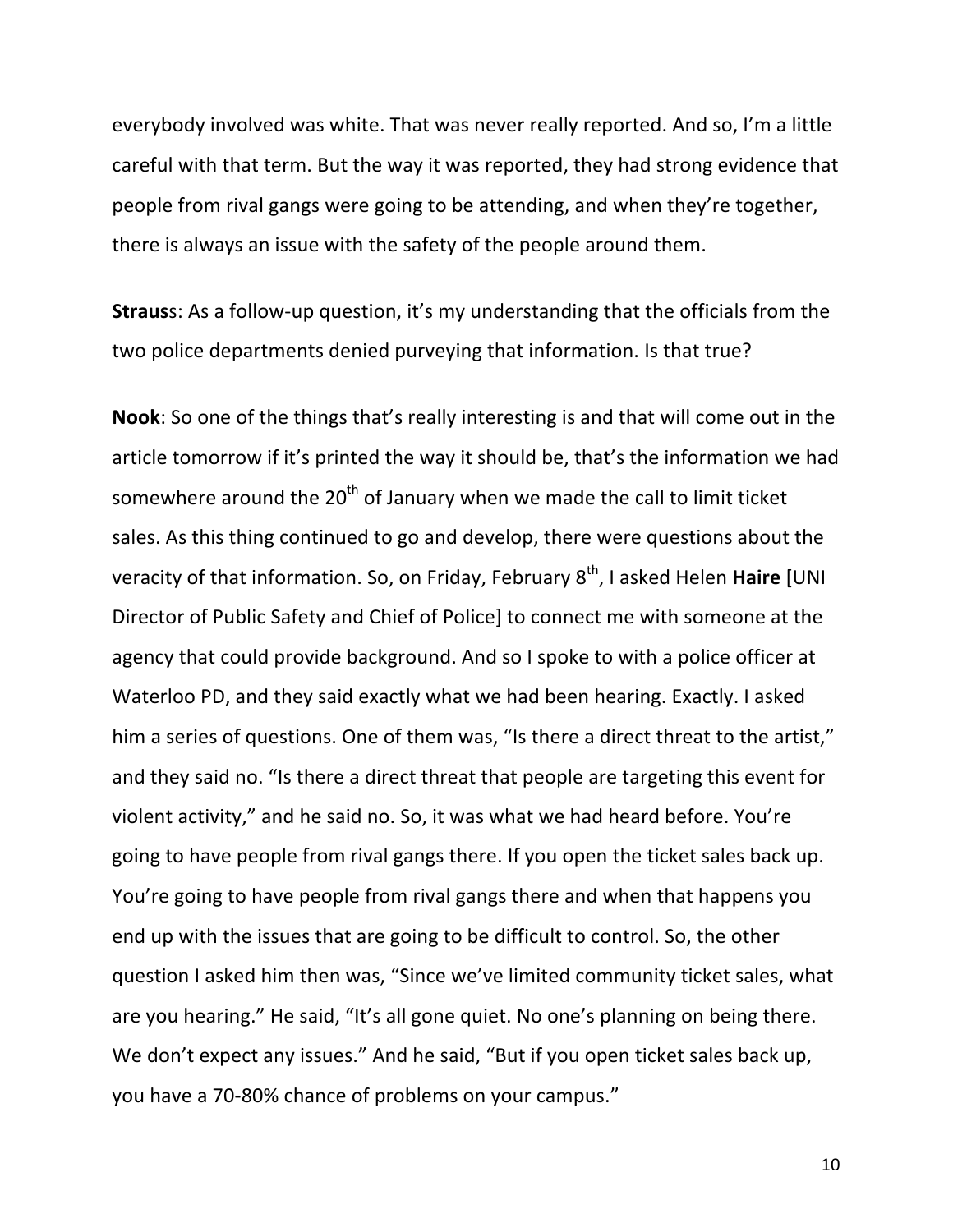everybody involved was white. That was never really reported. And so, I'm a little careful with that term. But the way it was reported, they had strong evidence that people from rival gangs were going to be attending, and when they're together, there is always an issue with the safety of the people around them.

**Strauss**: As a follow-up question, it's my understanding that the officials from the two police departments denied purveying that information. Is that true?

**Nook**: So one of the things that's really interesting is and that will come out in the article tomorrow if it's printed the way it should be, that's the information we had somewhere around the 20th of January when we made the call to limit ticket sales. As this thing continued to go and develop, there were questions about the veracity of that information. So, on Friday, February 8th, I asked Helen **Haire** [UNI Director of Public Safety and Chief of Police] to connect me with someone at the agency that could provide background. And so I spoke to with a police officer at Waterloo PD, and they said exactly what we had been hearing. Exactly. I asked him a series of questions. One of them was, "Is there a direct threat to the artist," and they said no. "Is there a direct threat that people are targeting this event for violent activity," and he said no. So, it was what we had heard before. You're going to have people from rival gangs there. If you open the ticket sales back up. You're going to have people from rival gangs there and when that happens you end up with the issues that are going to be difficult to control. So, the other question I asked him then was, "Since we've limited community ticket sales, what are you hearing." He said, "It's all gone quiet. No one's planning on being there. We don't expect any issues." And he said, "But if you open ticket sales back up, you have a 70-80% chance of problems on your campus."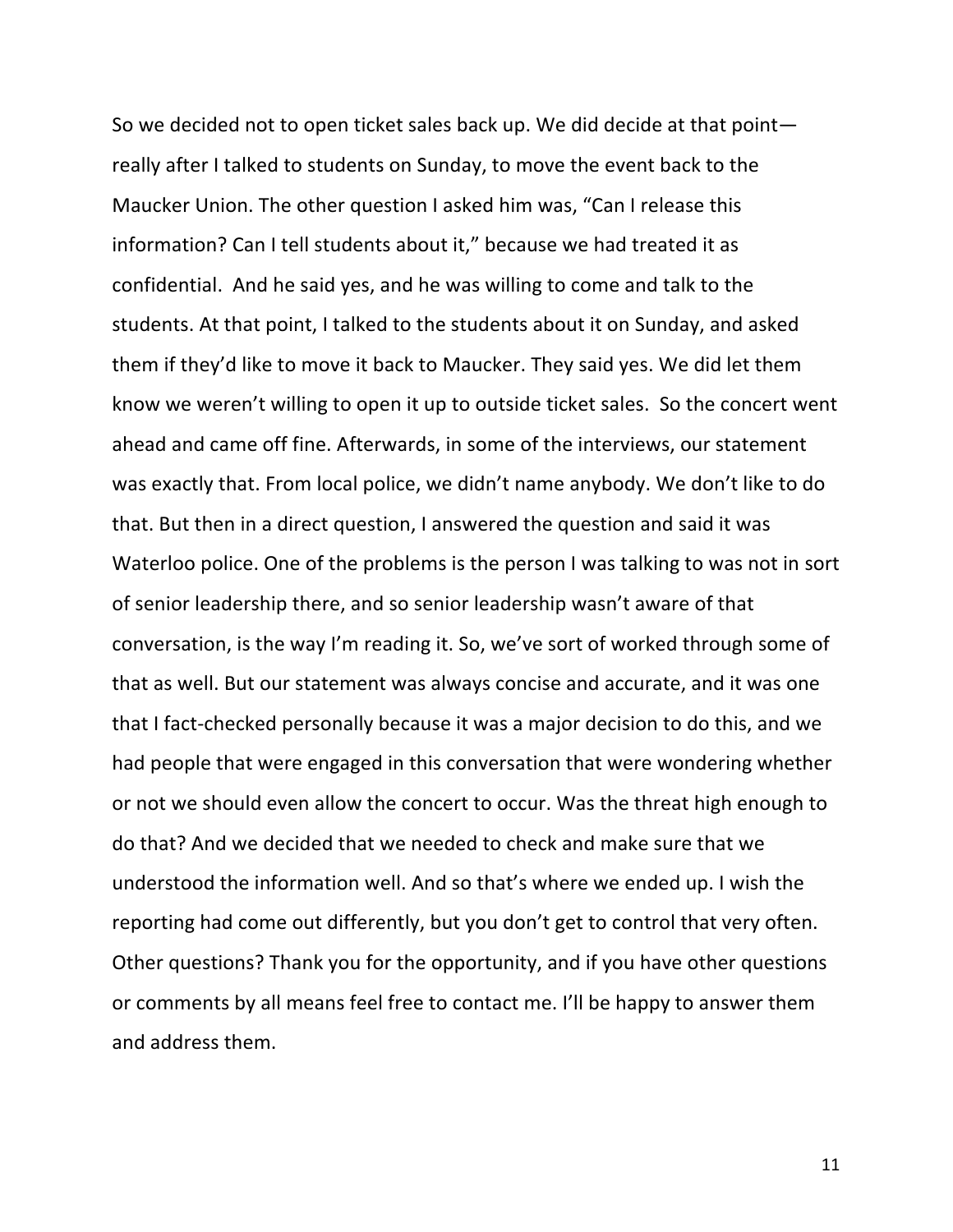So we decided not to open ticket sales back up. We did decide at that point—really after I talked to students on Sunday, to move the event back to the Maucker Union. The other question I asked him was, "Can I release this information? Can I tell students about it," because we had treated it as confidential. And he said yes, and he was willing to come and talk to the students. At that point, I talked to the students about it on Sunday, and asked them if they'd like to move it back to Maucker. They said yes. We did let them know we weren't willing to open it up to outside ticket sales. So the concert went ahead and came off fine. Afterwards, in some of the interviews, our statement was exactly that. From local police, we didn't name anybody. We don't like to do that. But then in a direct question, I answered the question and said it was Waterloo police. One of the problems is the person I was talking to was not in sort of senior leadership there, and so senior leadership wasn't aware of that conversation, is the way I'm reading it. So, we've sort of worked through some of that as well. But our statement was always concise and accurate, and it was one that I fact-checked personally because it was a major decision to do this, and we had people that were engaged in this conversation that were wondering whether or not we should even allow the concert to occur. Was the threat high enough to do that? And we decided that we needed to check and make sure that we understood the information well. And so that's where we ended up. I wish the reporting had come out differently, but you don't get to control that very often. Other questions? Thank you for the opportunity, and if you have other questions or comments by all means feel free to contact me. I'll be happy to answer them and address them.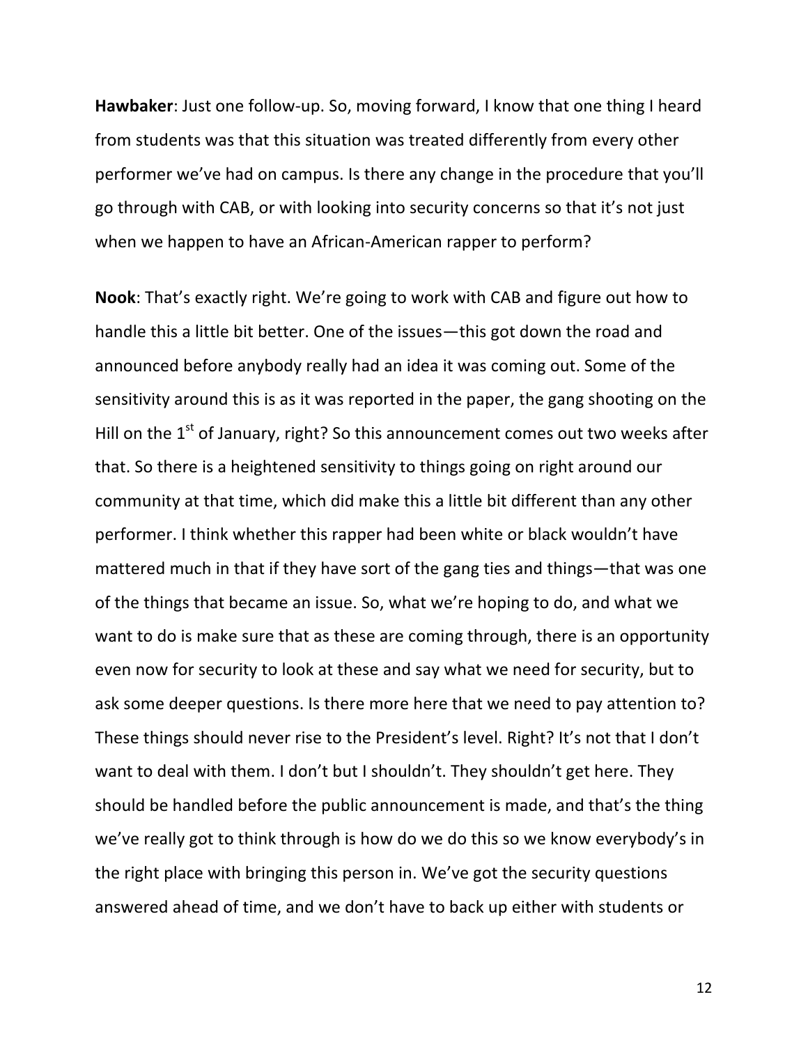**Hawbaker**: Just one follow-up. So, moving forward, I know that one thing I heard from students was that this situation was treated differently from every other performer we've had on campus. Is there any change in the procedure that you'll go through with CAB, or with looking into security concerns so that it's not just when we happen to have an African-American rapper to perform?

**Nook**: That's exactly right. We're going to work with CAB and figure out how to handle this a little bit better. One of the issues—this got down the road and announced before anybody really had an idea it was coming out. Some of the sensitivity around this is as it was reported in the paper, the gang shooting on the Hill on the 1st of January, right? So this announcement comes out two weeks after that. So there is a heightened sensitivity to things going on right around our community at that time, which did make this a little bit different than any other performer. I think whether this rapper had been white or black wouldn't have mattered much in that if they have sort of the gang ties and things—that was one of the things that became an issue. So, what we're hoping to do, and what we want to do is make sure that as these are coming through, there is an opportunity even now for security to look at these and say what we need for security, but to ask some deeper questions. Is there more here that we need to pay attention to? These things should never rise to the President's level. Right? It's not that I don't want to deal with them. I don't but I shouldn't. They shouldn't get here. They should be handled before the public announcement is made, and that's the thing we've really got to think through is how do we do this so we know everybody's in the right place with bringing this person in. We've got the security questions answered ahead of time, and we don't have to back up either with students or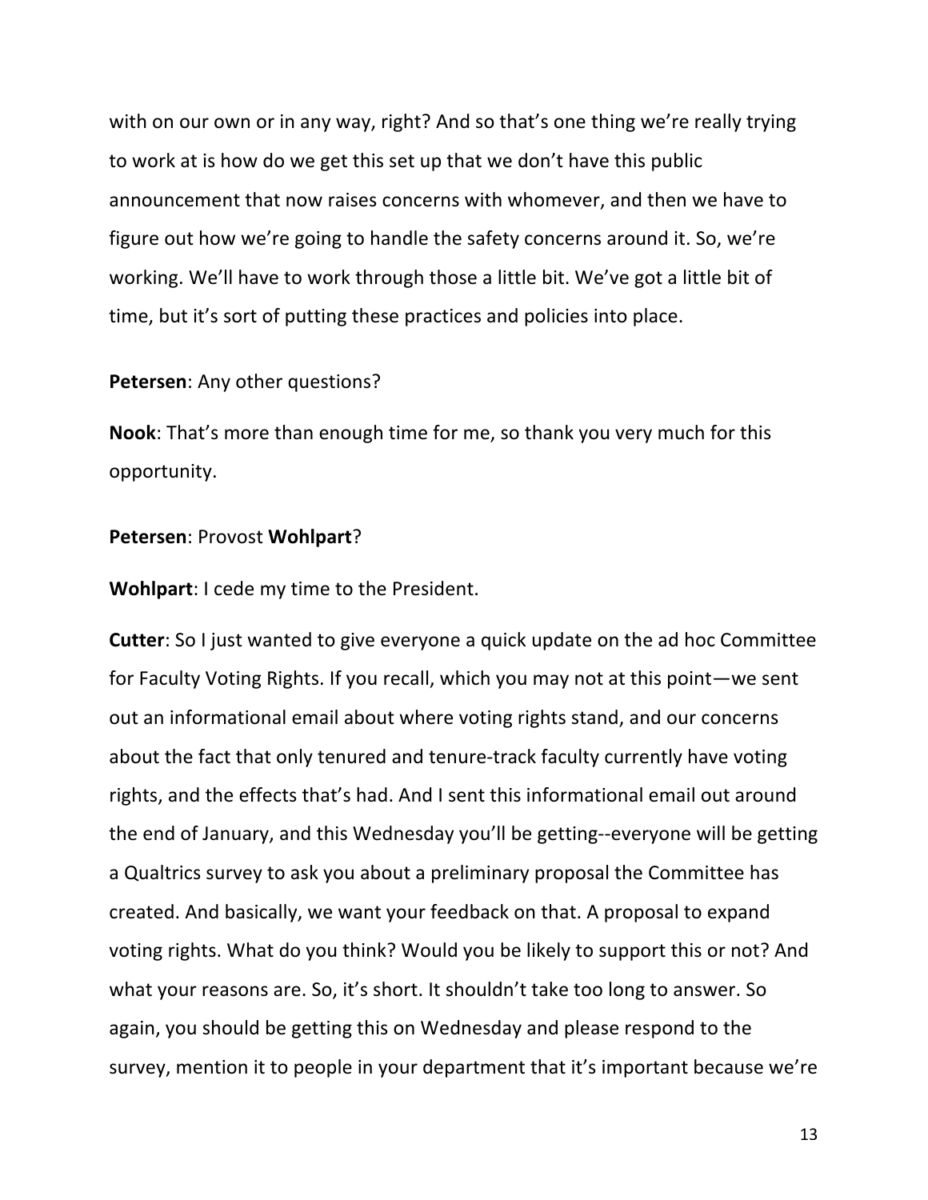with on our own or in any way, right? And so that's one thing we're really trying to work at is how do we get this set up that we don't have this public announcement that now raises concerns with whomever, and then we have to figure out how we're going to handle the safety concerns around it. So, we're working. We'll have to work through those a little bit. We've got a little bit of time, but it's sort of putting these practices and policies into place.

**Petersen**: Any other questions?

**Nook**: That's more than enough time for me, so thank you very much for this opportunity.

**Petersen**: Provost **Wohlpart**?

**Wohlpart**: I cede my time to the President.

**Cutter**: So I just wanted to give everyone a quick update on the ad hoc Committee for Faculty Voting Rights. If you recall, which you may not at this point—we sent out an informational email about where voting rights stand, and our concerns about the fact that only tenured and tenure-track faculty currently have voting rights, and the effects that's had. And I sent this informational email out around the end of January, and this Wednesday you'll be getting--everyone will be getting a Qualtrics survey to ask you about a preliminary proposal the Committee has created. And basically, we want your feedback on that. A proposal to expand voting rights. What do you think? Would you be likely to support this or not? And what your reasons are. So, it's short. It shouldn't take too long to answer. So again, you should be getting this on Wednesday and please respond to the survey, mention it to people in your department that it's important because we're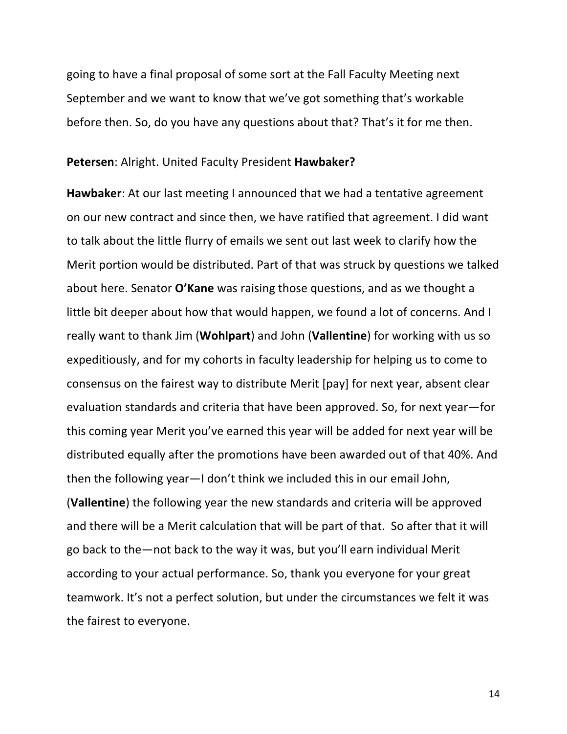going to have a final proposal of some sort at the Fall Faculty Meeting next September and we want to know that we've got something that's workable before then. So, do you have any questions about that? That's it for me then.

**Petersen**: Alright. United Faculty President **Hawbaker?**

**Hawbaker**: At our last meeting I announced that we had a tentative agreement on our new contract and since then, we have ratified that agreement. I did want to talk about the little flurry of emails we sent out last week to clarify how the Merit portion would be distributed. Part of that was struck by questions we talked about here. Senator **O'Kane** was raising those questions, and as we thought a little bit deeper about how that would happen, we found a lot of concerns. And I really want to thank Jim (**Wohlpart**) and John (**Vallentine**) for working with us so expeditiously, and for my cohorts in faculty leadership for helping us to come to consensus on the fairest way to distribute Merit [pay] for next year, absent clear evaluation standards and criteria that have been approved. So, for next year—for this coming year Merit you've earned this year will be added for next year will be distributed equally after the promotions have been awarded out of that 40%. And then the following year—I don't think we included this in our email John, (**Vallentine**) the following year the new standards and criteria will be approved and there will be a Merit calculation that will be part of that. So after that it will go back to the—not back to the way it was, but you'll earn individual Merit according to your actual performance. So, thank you everyone for your great teamwork. It's not a perfect solution, but under the circumstances we felt it was the fairest to everyone.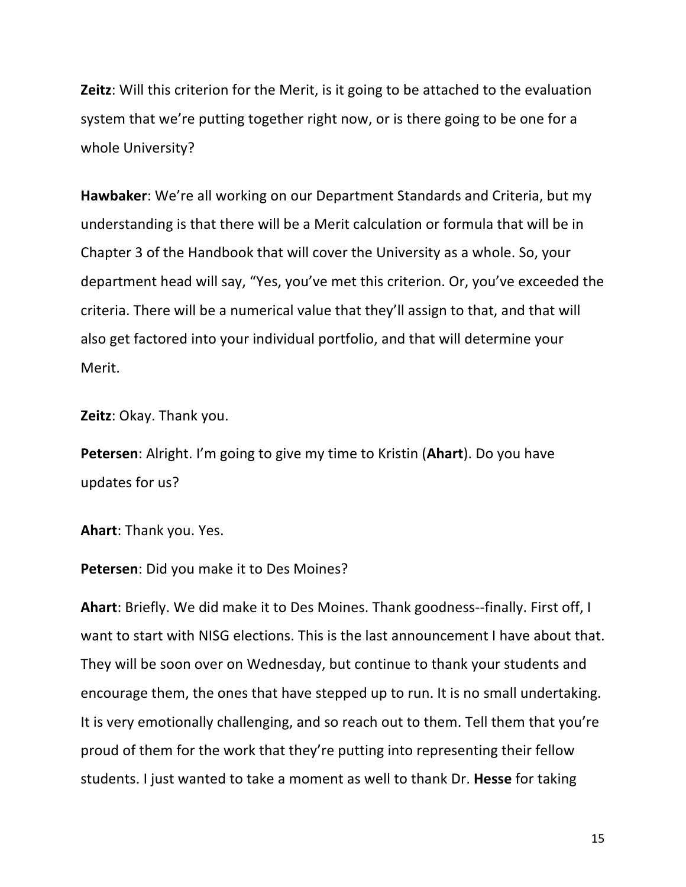**Zeitz**: Will this criterion for the Merit, is it going to be attached to the evaluation system that we're putting together right now, or is there going to be one for a whole University?

**Hawbaker**: We're all working on our Department Standards and Criteria, but my understanding is that there will be a Merit calculation or formula that will be in Chapter 3 of the Handbook that will cover the University as a whole. So, your department head will say, "Yes, you've met this criterion. Or, you've exceeded the criteria. There will be a numerical value that they'll assign to that, and that will also get factored into your individual portfolio, and that will determine your Merit.

**Zeitz**: Okay. Thank you.

**Petersen**: Alright. I'm going to give my time to Kristin (**Ahart**). Do you have updates for us?

**Ahart**: Thank you. Yes.

**Petersen**: Did you make it to Des Moines?

**Ahart**: Briefly. We did make it to Des Moines. Thank goodness--finally. First off, I want to start with NISG elections. This is the last announcement I have about that. They will be soon over on Wednesday, but continue to thank your students and encourage them, the ones that have stepped up to run. It is no small undertaking. It is very emotionally challenging, and so reach out to them. Tell them that you're proud of them for the work that they're putting into representing their fellow students. I just wanted to take a moment as well to thank Dr. **Hesse** for taking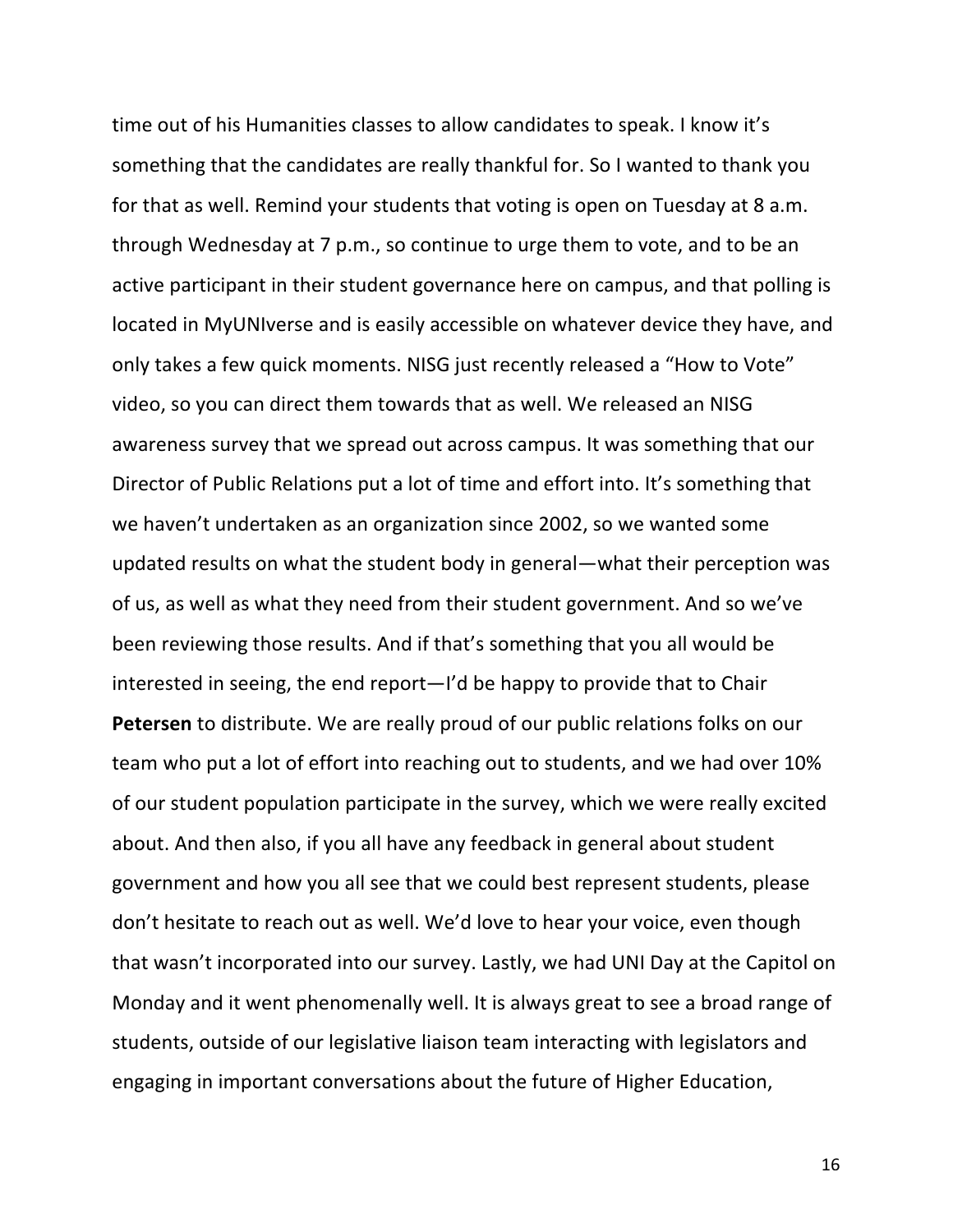time out of his Humanities classes to allow candidates to speak. I know it's something that the candidates are really thankful for. So I wanted to thank you for that as well. Remind your students that voting is open on Tuesday at 8 a.m. through Wednesday at 7 p.m., so continue to urge them to vote, and to be an active participant in their student governance here on campus, and that polling is located in MyUNIverse and is easily accessible on whatever device they have, and only takes a few quick moments. NISG just recently released a "How to Vote" video, so you can direct them towards that as well. We released an NISG awareness survey that we spread out across campus. It was something that our Director of Public Relations put a lot of time and effort into. It's something that we haven't undertaken as an organization since 2002, so we wanted some updated results on what the student body in general—what their perception was of us, as well as what they need from their student government. And so we've been reviewing those results. And if that's something that you all would be interested in seeing, the end report—I'd be happy to provide that to Chair **Petersen** to distribute. We are really proud of our public relations folks on our team who put a lot of effort into reaching out to students, and we had over 10% of our student population participate in the survey, which we were really excited about. And then also, if you all have any feedback in general about student government and how you all see that we could best represent students, please don't hesitate to reach out as well. We'd love to hear your voice, even though that wasn't incorporated into our survey. Lastly, we had UNI Day at the Capitol on Monday and it went phenomenally well. It is always great to see a broad range of students, outside of our legislative liaison team interacting with legislators and engaging in important conversations about the future of Higher Education,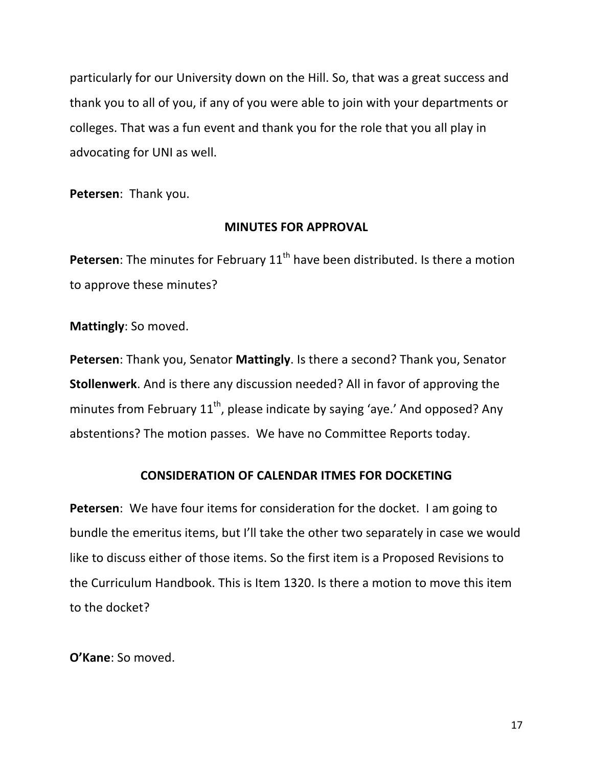particularly for our University down on the Hill. So, that was a great success and thank you to all of you, if any of you were able to join with your departments or colleges. That was a fun event and thank you for the role that you all play in advocating for UNI as well.

**Petersen**: Thank you.

## MINUTES FOR APPROVAL

**Petersen**: The minutes for February 11th have been distributed. Is there a motion to approve these minutes?

**Mattingly**: So moved.

**Petersen**: Thank you, Senator **Mattingly**. Is there a second? Thank you, Senator **Stollenwerk**. And is there any discussion needed? All in favor of approving the minutes from February 11th, please indicate by saying 'aye.' And opposed? Any abstentions? The motion passes. We have no Committee Reports today.

## CONSIDERATION OF CALENDAR ITMES FOR DOCKETING

**Petersen**: We have four items for consideration for the docket. I am going to bundle the emeritus items, but I'll take the other two separately in case we would like to discuss either of those items. So the first item is a Proposed Revisions to the Curriculum Handbook. This is Item 1320. Is there a motion to move this item to the docket?

**O'Kane**: So moved.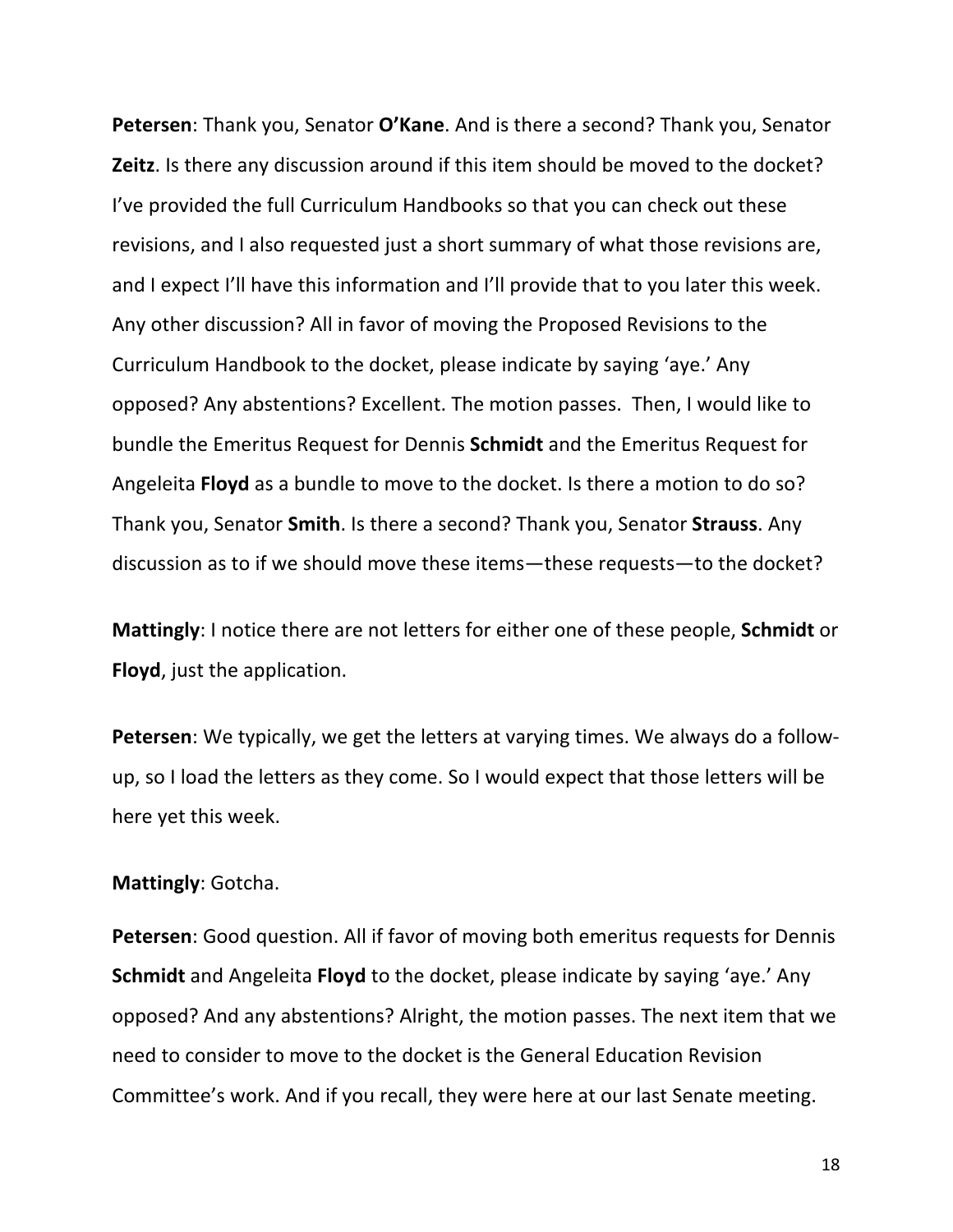**Petersen**: Thank you, Senator **O'Kane**. And is there a second? Thank you, Senator **Zeitz**. Is there any discussion around if this item should be moved to the docket? I've provided the full Curriculum Handbooks so that you can check out these revisions, and I also requested just a short summary of what those revisions are, and I expect I'll have this information and I'll provide that to you later this week. Any other discussion? All in favor of moving the Proposed Revisions to the Curriculum Handbook to the docket, please indicate by saying 'aye.' Any opposed? Any abstentions? Excellent. The motion passes. Then, I would like to bundle the Emeritus Request for Dennis **Schmidt** and the Emeritus Request for Angeleita **Floyd** as a bundle to move to the docket. Is there a motion to do so? Thank you, Senator **Smith**. Is there a second? Thank you, Senator **Strauss**. Any discussion as to if we should move these items—these requests—to the docket?

**Mattingly**: I notice there are not letters for either one of these people, **Schmidt** or **Floyd**, just the application.

**Petersen**: We typically, we get the letters at varying times. We always do a follow-up, so I load the letters as they come. So I would expect that those letters will be here yet this week.

**Mattingly**: Gotcha.

**Petersen**: Good question. All if favor of moving both emeritus requests for Dennis **Schmidt** and Angeleita **Floyd** to the docket, please indicate by saying 'aye.' Any opposed? And any abstentions? Alright, the motion passes. The next item that we need to consider to move to the docket is the General Education Revision Committee's work. And if you recall, they were here at our last Senate meeting.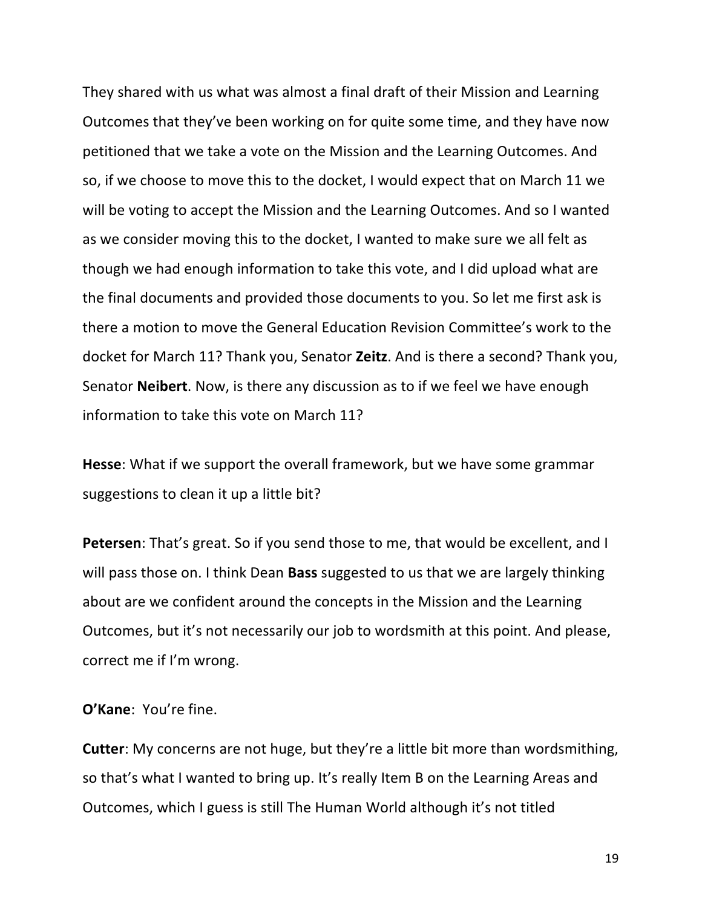They shared with us what was almost a final draft of their Mission and Learning Outcomes that they've been working on for quite some time, and they have now petitioned that we take a vote on the Mission and the Learning Outcomes. And so, if we choose to move this to the docket, I would expect that on March 11 we will be voting to accept the Mission and the Learning Outcomes. And so I wanted as we consider moving this to the docket, I wanted to make sure we all felt as though we had enough information to take this vote, and I did upload what are the final documents and provided those documents to you. So let me first ask is there a motion to move the General Education Revision Committee's work to the docket for March 11? Thank you, Senator **Zeitz**. And is there a second? Thank you, Senator **Neibert**. Now, is there any discussion as to if we feel we have enough information to take this vote on March 11?

**Hesse**: What if we support the overall framework, but we have some grammar suggestions to clean it up a little bit?

**Petersen**: That's great. So if you send those to me, that would be excellent, and I will pass those on. I think Dean **Bass** suggested to us that we are largely thinking about are we confident around the concepts in the Mission and the Learning Outcomes, but it's not necessarily our job to wordsmith at this point. And please, correct me if I'm wrong.

**O'Kane**: You're fine.

**Cutter**: My concerns are not huge, but they're a little bit more than wordsmithing, so that's what I wanted to bring up. It's really Item B on the Learning Areas and Outcomes, which I guess is still The Human World although it's not titled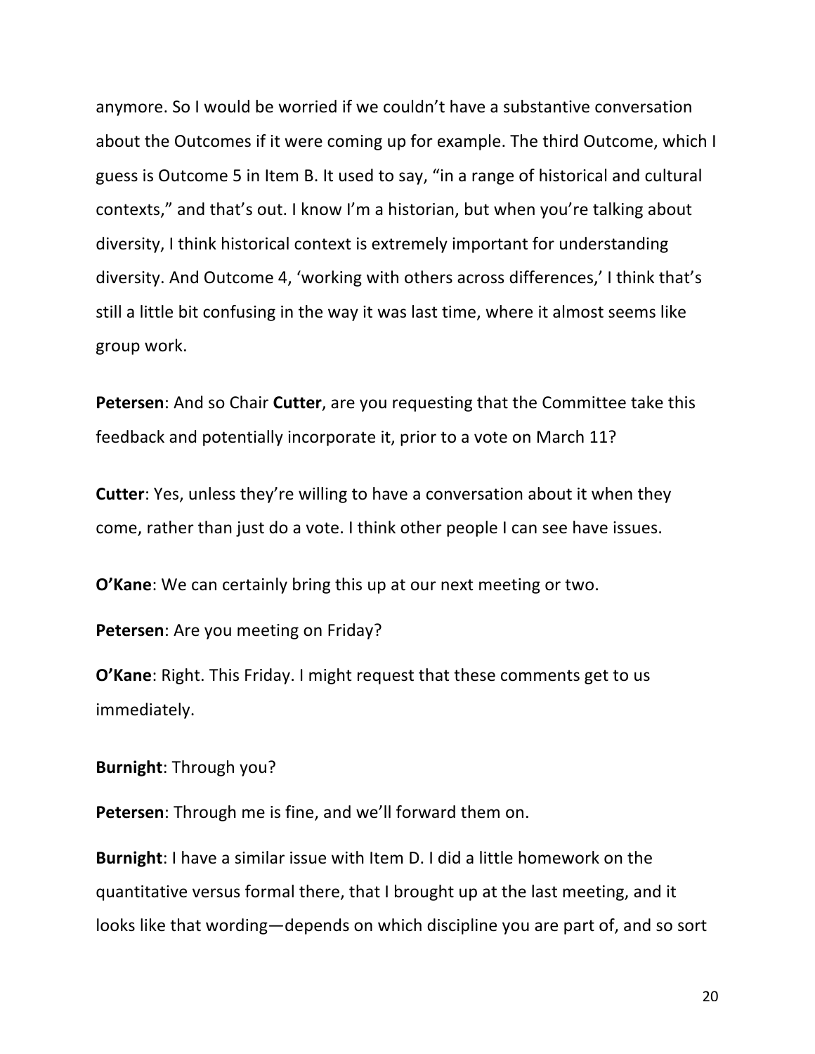anymore. So I would be worried if we couldn't have a substantive conversation about the Outcomes if it were coming up for example. The third Outcome, which I guess is Outcome 5 in Item B. It used to say, "in a range of historical and cultural contexts," and that's out. I know I'm a historian, but when you're talking about diversity, I think historical context is extremely important for understanding diversity. And Outcome 4, 'working with others across differences,' I think that's still a little bit confusing in the way it was last time, where it almost seems like group work.

**Petersen**: And so Chair **Cutter**, are you requesting that the Committee take this feedback and potentially incorporate it, prior to a vote on March 11?

**Cutter**: Yes, unless they're willing to have a conversation about it when they come, rather than just do a vote. I think other people I can see have issues.

**O'Kane**: We can certainly bring this up at our next meeting or two.

**Petersen**: Are you meeting on Friday?

**O'Kane**: Right. This Friday. I might request that these comments get to us immediately.

**Burnight**: Through you?

**Petersen**: Through me is fine, and we'll forward them on.

**Burnight**: I have a similar issue with Item D. I did a little homework on the quantitative versus formal there, that I brought up at the last meeting, and it looks like that wording—depends on which discipline you are part of, and so sort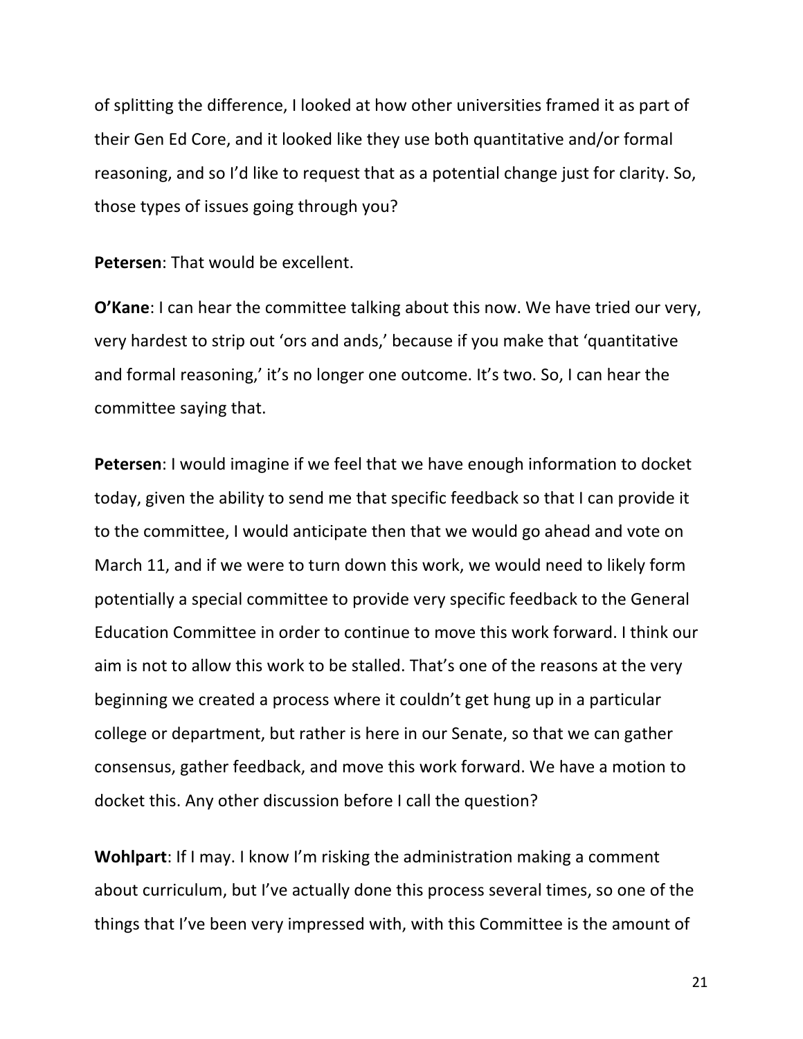of splitting the difference, I looked at how other universities framed it as part of their Gen Ed Core, and it looked like they use both quantitative and/or formal reasoning, and so I'd like to request that as a potential change just for clarity. So, those types of issues going through you?

**Petersen**: That would be excellent.

**O'Kane**: I can hear the committee talking about this now. We have tried our very, very hardest to strip out 'ors and ands,' because if you make that 'quantitative and formal reasoning,' it's no longer one outcome. It's two. So, I can hear the committee saying that.

**Petersen**: I would imagine if we feel that we have enough information to docket today, given the ability to send me that specific feedback so that I can provide it to the committee, I would anticipate then that we would go ahead and vote on March 11, and if we were to turn down this work, we would need to likely form potentially a special committee to provide very specific feedback to the General Education Committee in order to continue to move this work forward. I think our aim is not to allow this work to be stalled. That's one of the reasons at the very beginning we created a process where it couldn't get hung up in a particular college or department, but rather is here in our Senate, so that we can gather consensus, gather feedback, and move this work forward. We have a motion to docket this. Any other discussion before I call the question?

**Wohlpart**: If I may. I know I'm risking the administration making a comment about curriculum, but I've actually done this process several times, so one of the things that I've been very impressed with, with this Committee is the amount of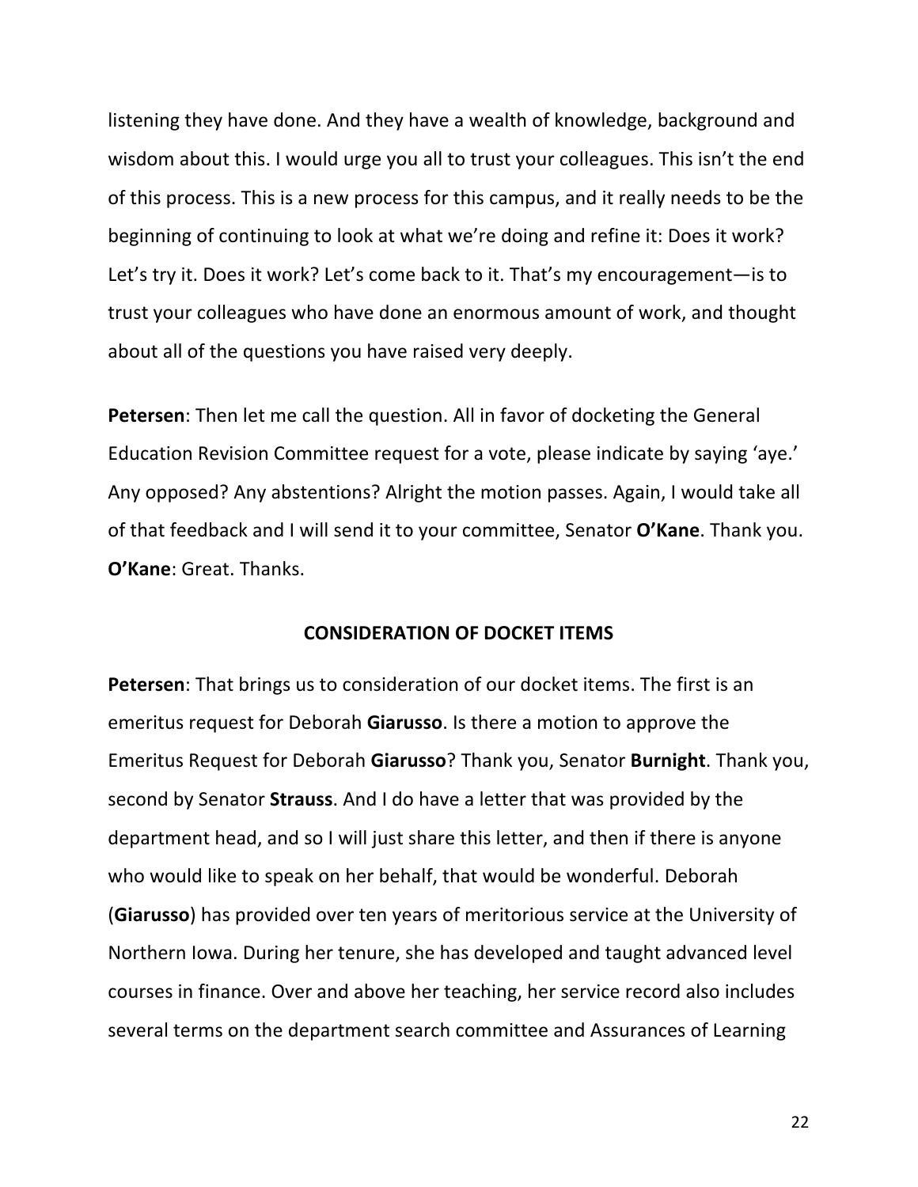listening they have done. And they have a wealth of knowledge, background and wisdom about this. I would urge you all to trust your colleagues. This isn't the end of this process. This is a new process for this campus, and it really needs to be the beginning of continuing to look at what we're doing and refine it: Does it work? Let's try it. Does it work? Let's come back to it. That's my encouragement—is to trust your colleagues who have done an enormous amount of work, and thought about all of the questions you have raised very deeply.

**Petersen**: Then let me call the question. All in favor of docketing the General Education Revision Committee request for a vote, please indicate by saying 'aye.' Any opposed? Any abstentions? Alright the motion passes. Again, I would take all of that feedback and I will send it to your committee, Senator **O'Kane**. Thank you.
**O'Kane**: Great. Thanks.

## CONSIDERATION OF DOCKET ITEMS

**Petersen**: That brings us to consideration of our docket items. The first is an emeritus request for Deborah **Giarusso**. Is there a motion to approve the Emeritus Request for Deborah **Giarusso**? Thank you, Senator **Burnight**. Thank you, second by Senator **Strauss**. And I do have a letter that was provided by the department head, and so I will just share this letter, and then if there is anyone who would like to speak on her behalf, that would be wonderful. Deborah (**Giarusso**) has provided over ten years of meritorious service at the University of Northern Iowa. During her tenure, she has developed and taught advanced level courses in finance. Over and above her teaching, her service record also includes several terms on the department search committee and Assurances of Learning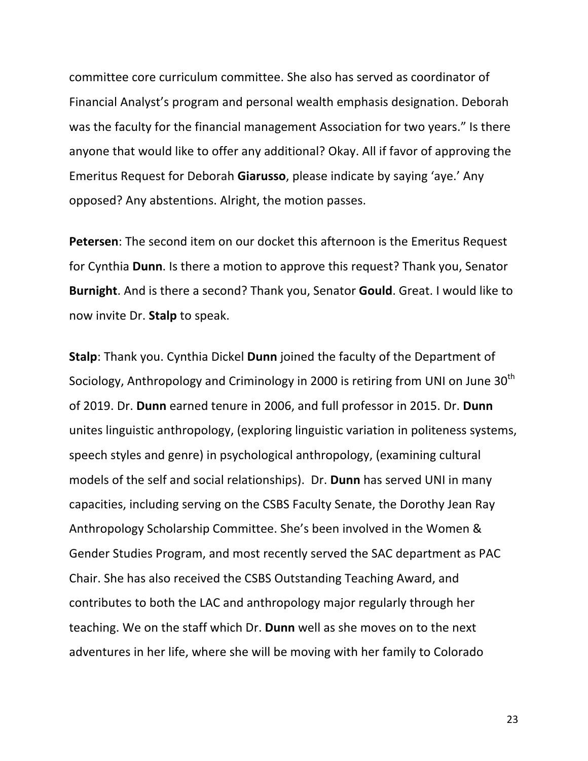committee core curriculum committee. She also has served as coordinator of Financial Analyst's program and personal wealth emphasis designation. Deborah was the faculty for the financial management Association for two years." Is there anyone that would like to offer any additional? Okay. All if favor of approving the Emeritus Request for Deborah **Giarusso**, please indicate by saying 'aye.' Any opposed? Any abstentions. Alright, the motion passes.

**Petersen**: The second item on our docket this afternoon is the Emeritus Request for Cynthia **Dunn**. Is there a motion to approve this request? Thank you, Senator **Burnight**. And is there a second? Thank you, Senator **Gould**. Great. I would like to now invite Dr. **Stalp** to speak.

**Stalp**: Thank you. Cynthia Dickel **Dunn** joined the faculty of the Department of Sociology, Anthropology and Criminology in 2000 is retiring from UNI on June 30th of 2019. Dr. **Dunn** earned tenure in 2006, and full professor in 2015. Dr. **Dunn** unites linguistic anthropology, (exploring linguistic variation in politeness systems, speech styles and genre) in psychological anthropology, (examining cultural models of the self and social relationships). Dr. **Dunn** has served UNI in many capacities, including serving on the CSBS Faculty Senate, the Dorothy Jean Ray Anthropology Scholarship Committee. She's been involved in the Women & Gender Studies Program, and most recently served the SAC department as PAC Chair. She has also received the CSBS Outstanding Teaching Award, and contributes to both the LAC and anthropology major regularly through her teaching. We on the staff which Dr. **Dunn** well as she moves on to the next adventures in her life, where she will be moving with her family to Colorado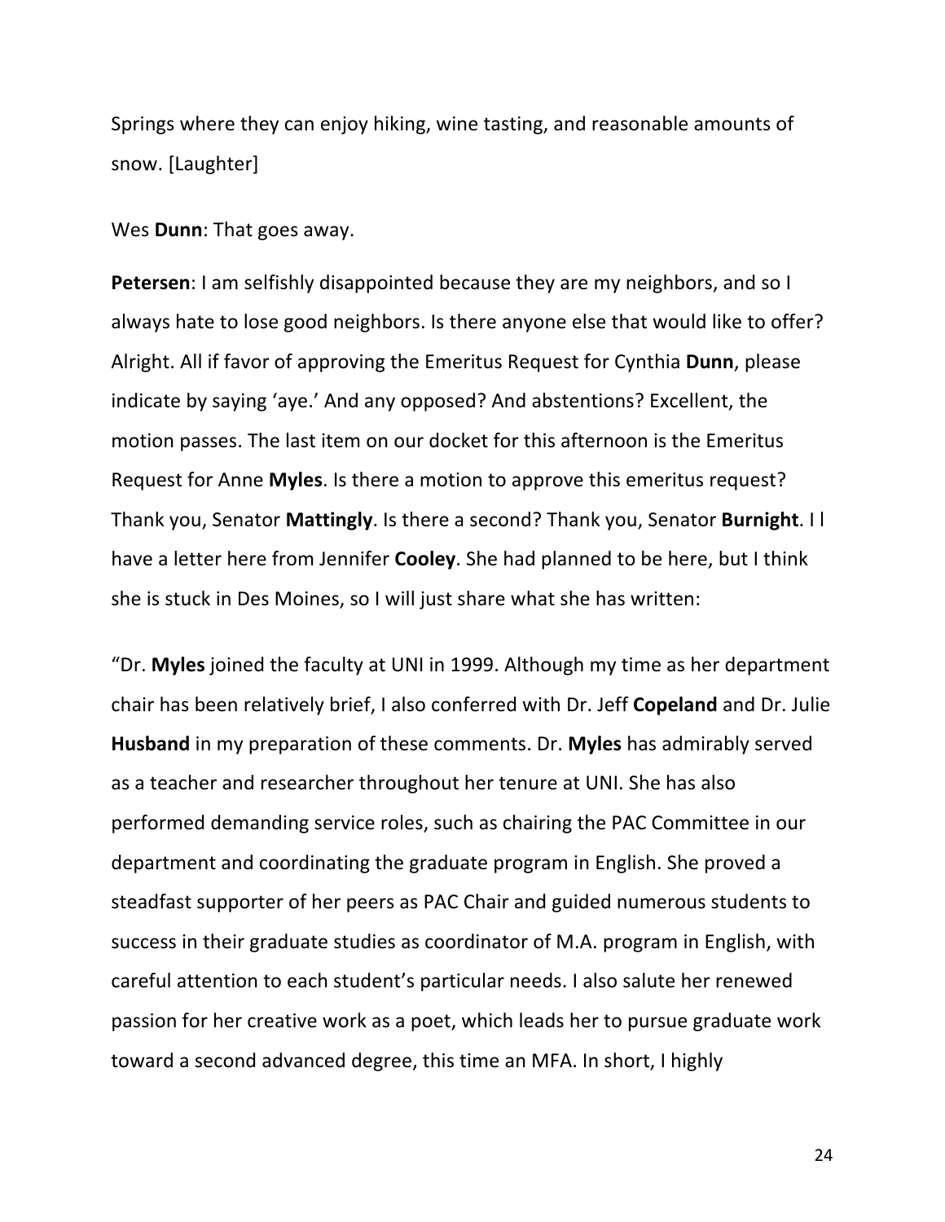Springs where they can enjoy hiking, wine tasting, and reasonable amounts of snow. [Laughter]

Wes **Dunn**: That goes away.

**Petersen**: I am selfishly disappointed because they are my neighbors, and so I always hate to lose good neighbors. Is there anyone else that would like to offer? Alright. All if favor of approving the Emeritus Request for Cynthia **Dunn**, please indicate by saying 'aye.' And any opposed? And abstentions? Excellent, the motion passes. The last item on our docket for this afternoon is the Emeritus Request for Anne **Myles**. Is there a motion to approve this emeritus request? Thank you, Senator **Mattingly**. Is there a second? Thank you, Senator **Burnight**. I l have a letter here from Jennifer **Cooley**. She had planned to be here, but I think she is stuck in Des Moines, so I will just share what she has written:

"Dr. **Myles** joined the faculty at UNI in 1999. Although my time as her department chair has been relatively brief, I also conferred with Dr. Jeff **Copeland** and Dr. Julie **Husband** in my preparation of these comments. Dr. **Myles** has admirably served as a teacher and researcher throughout her tenure at UNI. She has also performed demanding service roles, such as chairing the PAC Committee in our department and coordinating the graduate program in English. She proved a steadfast supporter of her peers as PAC Chair and guided numerous students to success in their graduate studies as coordinator of M.A. program in English, with careful attention to each student's particular needs. I also salute her renewed passion for her creative work as a poet, which leads her to pursue graduate work toward a second advanced degree, this time an MFA. In short, I highly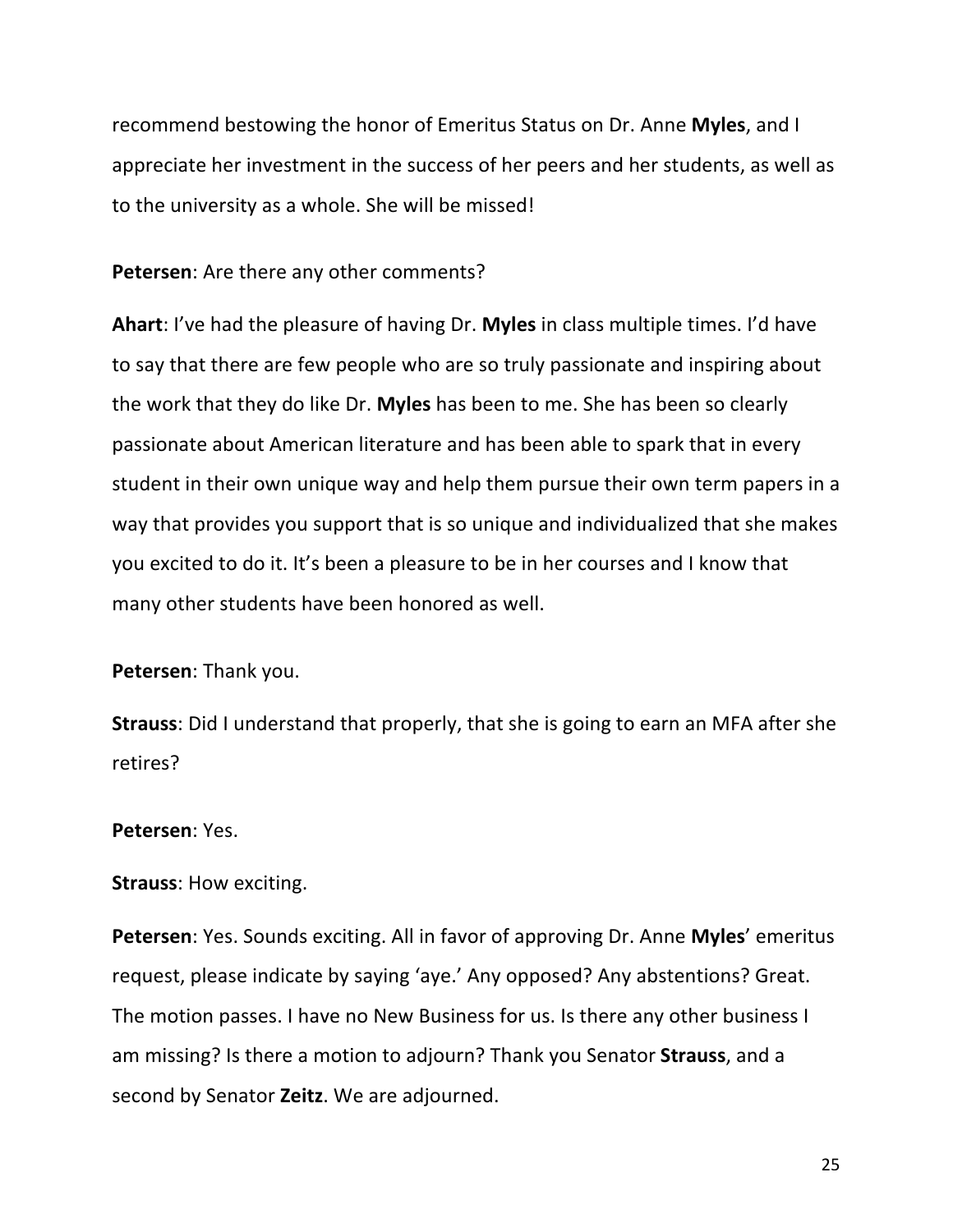recommend bestowing the honor of Emeritus Status on Dr. Anne **Myles**, and I appreciate her investment in the success of her peers and her students, as well as to the university as a whole. She will be missed!

**Petersen**: Are there any other comments?

**Ahart**: I've had the pleasure of having Dr. **Myles** in class multiple times. I'd have to say that there are few people who are so truly passionate and inspiring about the work that they do like Dr. **Myles** has been to me. She has been so clearly passionate about American literature and has been able to spark that in every student in their own unique way and help them pursue their own term papers in a way that provides you support that is so unique and individualized that she makes you excited to do it. It's been a pleasure to be in her courses and I know that many other students have been honored as well.

**Petersen**: Thank you.

**Strauss**: Did I understand that properly, that she is going to earn an MFA after she retires?

**Petersen**: Yes.

**Strauss**: How exciting.

**Petersen**: Yes. Sounds exciting. All in favor of approving Dr. Anne **Myles**' emeritus request, please indicate by saying 'aye.' Any opposed? Any abstentions? Great. The motion passes. I have no New Business for us. Is there any other business I am missing? Is there a motion to adjourn? Thank you Senator **Strauss**, and a second by Senator **Zeitz**. We are adjourned.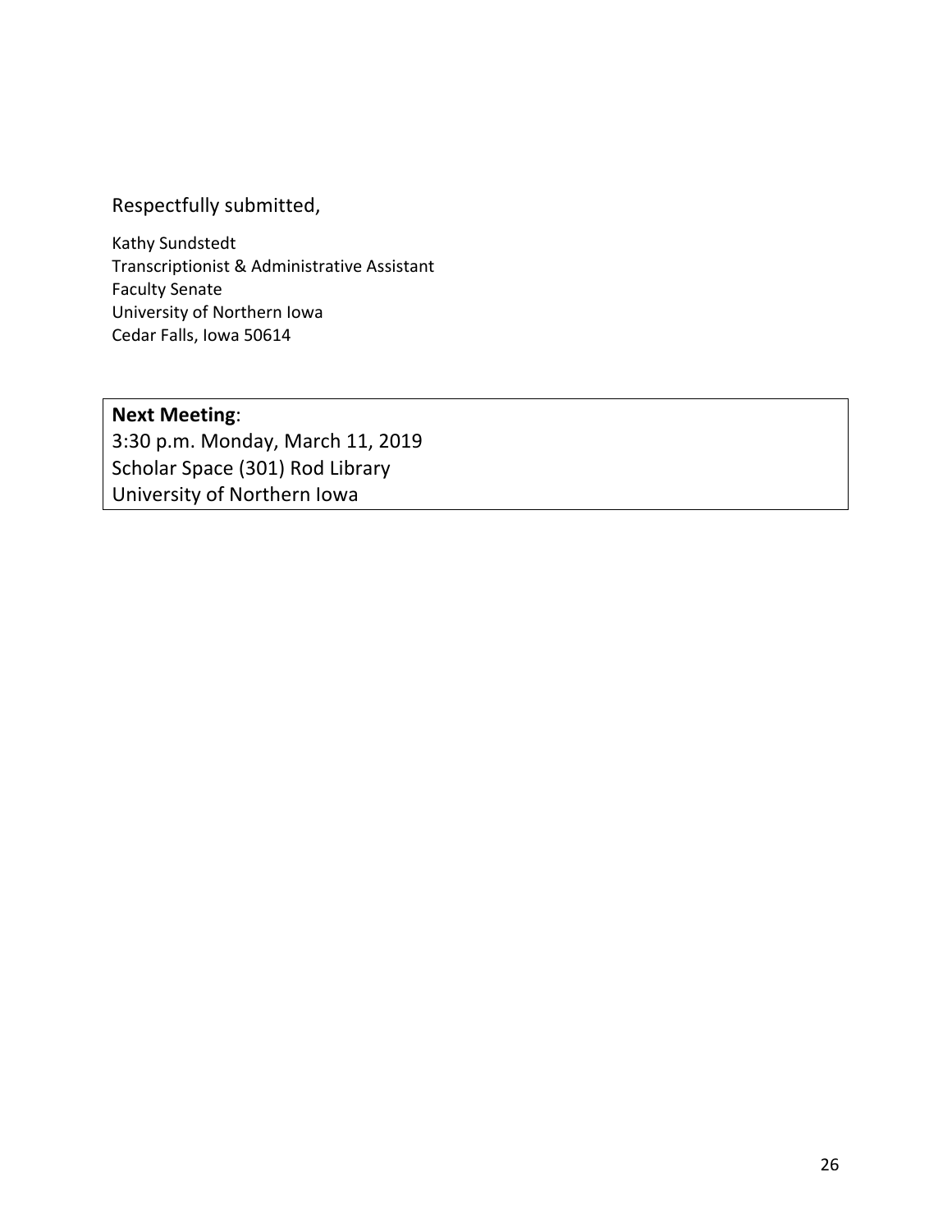Respectfully submitted,

Kathy Sundstedt
Transcriptionist & Administrative Assistant
Faculty Senate
University of Northern Iowa
Cedar Falls, Iowa 50614

**Next Meeting**:
3:30 p.m. Monday, March 11, 2019
Scholar Space (301) Rod Library
University of Northern Iowa